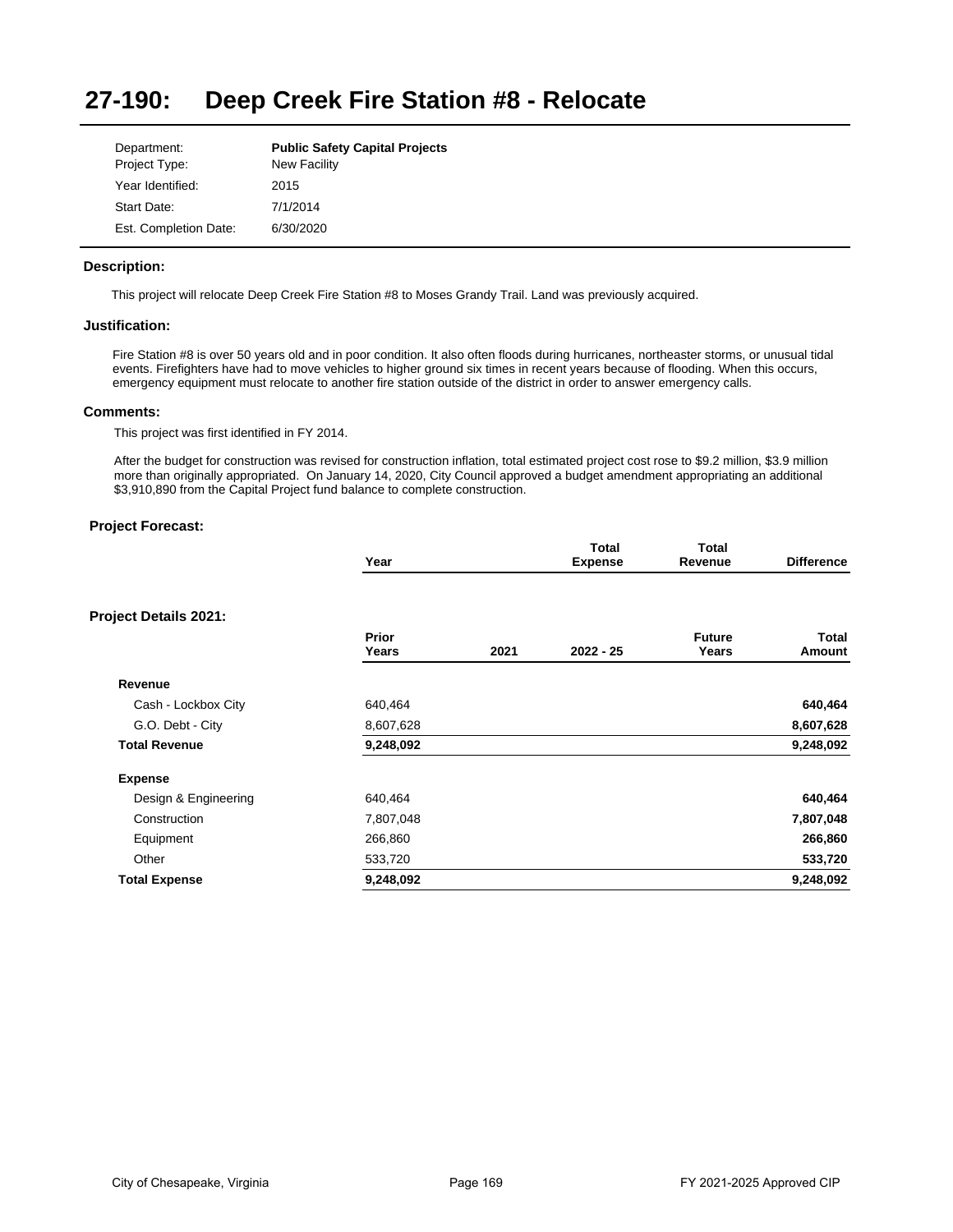# 27-190: Deep Creek Fire Station #8 - Relocate

| | |
|---|---|
| Department: | **Public Safety Capital Projects** |
| Project Type: | New Facility |
| Year Identified: | 2015 |
| Start Date: | 7/1/2014 |
| Est. Completion Date: | 6/30/2020 |

### Description:

This project will relocate Deep Creek Fire Station #8 to Moses Grandy Trail. Land was previously acquired.

### Justification:

Fire Station #8 is over 50 years old and in poor condition. It also often floods during hurricanes, northeaster storms, or unusual tidal events. Firefighters have had to move vehicles to higher ground six times in recent years because of flooding. When this occurs, emergency equipment must relocate to another fire station outside of the district in order to answer emergency calls.

### Comments:

This project was first identified in FY 2014.

After the budget for construction was revised for construction inflation, total estimated project cost rose to $9.2 million, $3.9 million more than originally appropriated. On January 14, 2020, City Council approved a budget amendment appropriating an additional $3,910,890 from the Capital Project fund balance to complete construction.

### Project Forecast:

| Year | Total Expense | Total Revenue | Difference |
|---|---|---|---|

### Project Details 2021:

| | Prior Years | 2021 | 2022 - 25 | Future Years | Total Amount |
|---|---|---|---|---|---|
| **Revenue** | | | | | |
| Cash - Lockbox City | 640,464 | | | | **640,464** |
| G.O. Debt - City | 8,607,628 | | | | **8,607,628** |
| **Total Revenue** | **9,248,092** | | | | **9,248,092** |
| **Expense** | | | | | |
| Design & Engineering | 640,464 | | | | **640,464** |
| Construction | 7,807,048 | | | | **7,807,048** |
| Equipment | 266,860 | | | | **266,860** |
| Other | 533,720 | | | | **533,720** |
| **Total Expense** | **9,248,092** | | | | **9,248,092** |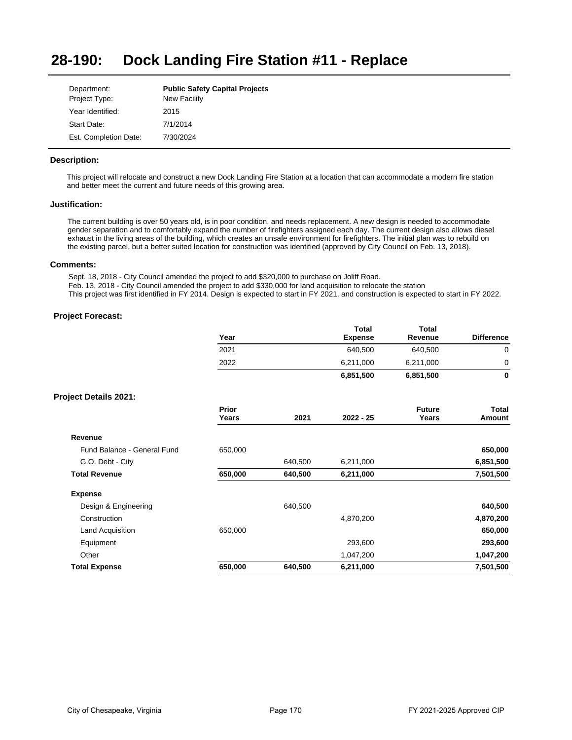# 28-190: Dock Landing Fire Station #11 - Replace

| | |
|---|---|
| Department: | **Public Safety Capital Projects** |
| Project Type: | New Facility |
| Year Identified: | 2015 |
| Start Date: | 7/1/2014 |
| Est. Completion Date: | 7/30/2024 |

### Description:

This project will relocate and construct a new Dock Landing Fire Station at a location that can accommodate a modern fire station and better meet the current and future needs of this growing area.

### Justification:

The current building is over 50 years old, is in poor condition, and needs replacement. A new design is needed to accommodate gender separation and to comfortably expand the number of firefighters assigned each day. The current design also allows diesel exhaust in the living areas of the building, which creates an unsafe environment for firefighters. The initial plan was to rebuild on the existing parcel, but a better suited location for construction was identified (approved by City Council on Feb. 13, 2018).

### Comments:

Sept. 18, 2018 - City Council amended the project to add $320,000 to purchase on Joliff Road.
Feb. 13, 2018 - City Council amended the project to add $330,000 for land acquisition to relocate the station
This project was first identified in FY 2014. Design is expected to start in FY 2021, and construction is expected to start in FY 2022.

### Project Forecast:

| Year | Total Expense | Total Revenue | Difference |
|---|---|---|---|
| 2021 | 640,500 | 640,500 | 0 |
| 2022 | 6,211,000 | 6,211,000 | 0 |
| | **6,851,500** | **6,851,500** | **0** |

### Project Details 2021:

| | Prior Years | 2021 | 2022 - 25 | Future Years | Total Amount |
|---|---|---|---|---|---|
| **Revenue** | | | | | |
| Fund Balance - General Fund | 650,000 | | | | **650,000** |
| G.O. Debt - City | | 640,500 | 6,211,000 | | **6,851,500** |
| **Total Revenue** | **650,000** | **640,500** | **6,211,000** | | **7,501,500** |
| **Expense** | | | | | |
| Design & Engineering | | 640,500 | | | **640,500** |
| Construction | | | 4,870,200 | | **4,870,200** |
| Land Acquisition | 650,000 | | | | **650,000** |
| Equipment | | | 293,600 | | **293,600** |
| Other | | | 1,047,200 | | **1,047,200** |
| **Total Expense** | **650,000** | **640,500** | **6,211,000** | | **7,501,500** |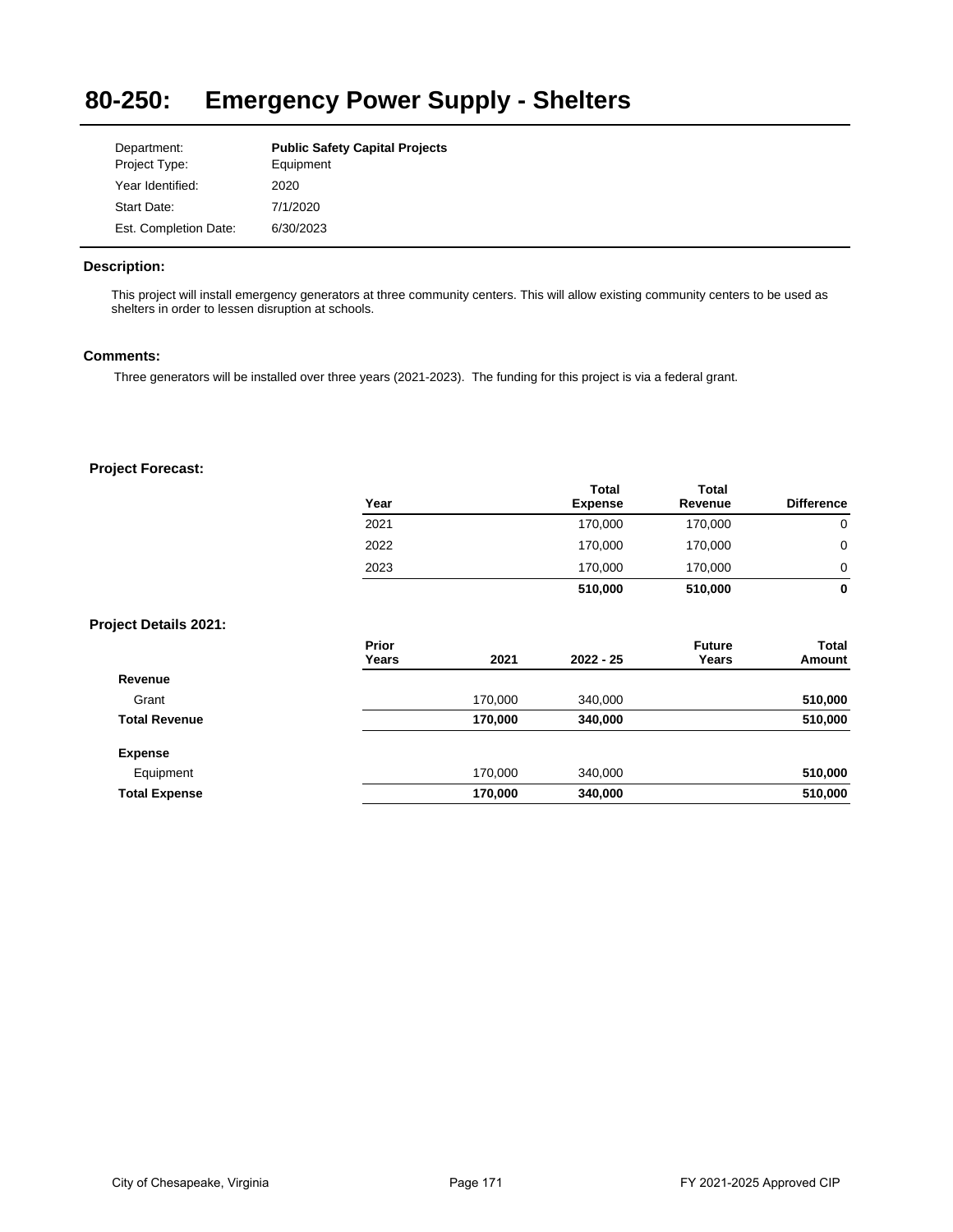# 80-250: Emergency Power Supply - Shelters

| | |
|---|---|
| Department: | **Public Safety Capital Projects** |
| Project Type: | Equipment |
| Year Identified: | 2020 |
| Start Date: | 7/1/2020 |
| Est. Completion Date: | 6/30/2023 |

**Description:**

This project will install emergency generators at three community centers. This will allow existing community centers to be used as shelters in order to lessen disruption at schools.

**Comments:**

Three generators will be installed over three years (2021-2023). The funding for this project is via a federal grant.

**Project Forecast:**

| Year | Total Expense | Total Revenue | Difference |
|---|---|---|---|
| 2021 | 170,000 | 170,000 | 0 |
| 2022 | 170,000 | 170,000 | 0 |
| 2023 | 170,000 | 170,000 | 0 |
| | **510,000** | **510,000** | **0** |

**Project Details 2021:**

| | Prior Years | 2021 | 2022 - 25 | Future Years | Total Amount |
|---|---|---|---|---|---|
| **Revenue** | | | | | |
| Grant | | 170,000 | 340,000 | | **510,000** |
| **Total Revenue** | | **170,000** | **340,000** | | **510,000** |
| **Expense** | | | | | |
| Equipment | | 170,000 | 340,000 | | **510,000** |
| **Total Expense** | | **170,000** | **340,000** | | **510,000** |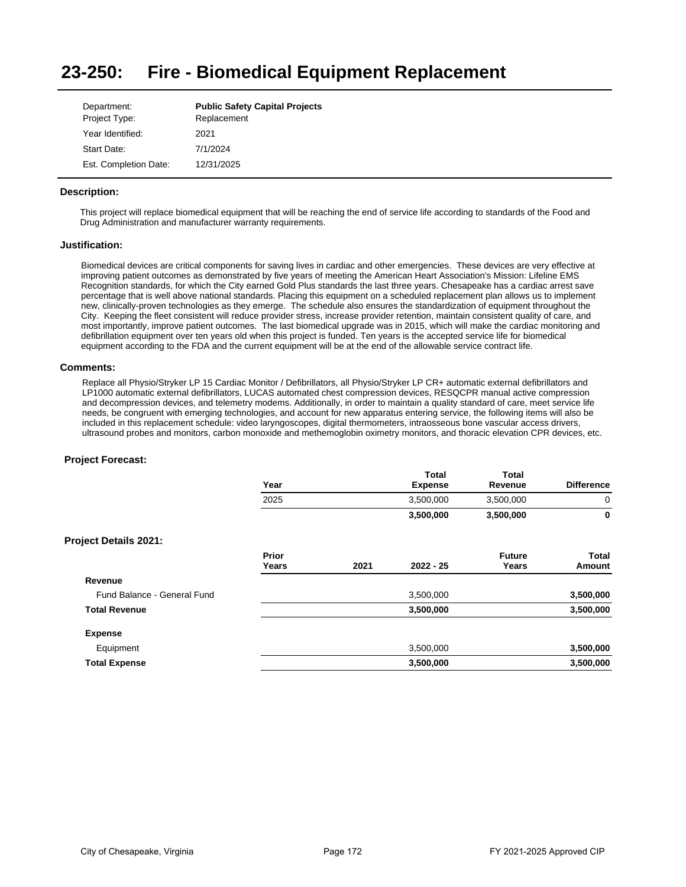# 23-250: Fire - Biomedical Equipment Replacement

| | |
|---|---|
| Department: | **Public Safety Capital Projects** |
| Project Type: | Replacement |
| Year Identified: | 2021 |
| Start Date: | 7/1/2024 |
| Est. Completion Date: | 12/31/2025 |

### Description:

This project will replace biomedical equipment that will be reaching the end of service life according to standards of the Food and Drug Administration and manufacturer warranty requirements.

### Justification:

Biomedical devices are critical components for saving lives in cardiac and other emergencies. These devices are very effective at improving patient outcomes as demonstrated by five years of meeting the American Heart Association's Mission: Lifeline EMS Recognition standards, for which the City earned Gold Plus standards the last three years. Chesapeake has a cardiac arrest save percentage that is well above national standards. Placing this equipment on a scheduled replacement plan allows us to implement new, clinically-proven technologies as they emerge. The schedule also ensures the standardization of equipment throughout the City. Keeping the fleet consistent will reduce provider stress, increase provider retention, maintain consistent quality of care, and most importantly, improve patient outcomes. The last biomedical upgrade was in 2015, which will make the cardiac monitoring and defibrillation equipment over ten years old when this project is funded. Ten years is the accepted service life for biomedical equipment according to the FDA and the current equipment will be at the end of the allowable service contract life.

### Comments:

Replace all Physio/Stryker LP 15 Cardiac Monitor / Defibrillators, all Physio/Stryker LP CR+ automatic external defibrillators and LP1000 automatic external defibrillators, LUCAS automated chest compression devices, RESQCPR manual active compression and decompression devices, and telemetry modems. Additionally, in order to maintain a quality standard of care, meet service life needs, be congruent with emerging technologies, and account for new apparatus entering service, the following items will also be included in this replacement schedule: video laryngoscopes, digital thermometers, intraosseous bone vascular access drivers, ultrasound probes and monitors, carbon monoxide and methemoglobin oximetry monitors, and thoracic elevation CPR devices, etc.

### Project Forecast:

| Year | Total Expense | Total Revenue | Difference |
|---|---|---|---|
| 2025 | 3,500,000 | 3,500,000 | 0 |
| | **3,500,000** | **3,500,000** | **0** |

### Project Details 2021:

| | Prior Years | 2021 | 2022 - 25 | Future Years | Total Amount |
|---|---|---|---|---|---|
| **Revenue** | | | | | |
| Fund Balance - General Fund | | | 3,500,000 | | **3,500,000** |
| **Total Revenue** | | | **3,500,000** | | **3,500,000** |
| **Expense** | | | | | |
| Equipment | | | 3,500,000 | | **3,500,000** |
| **Total Expense** | | | **3,500,000** | | **3,500,000** |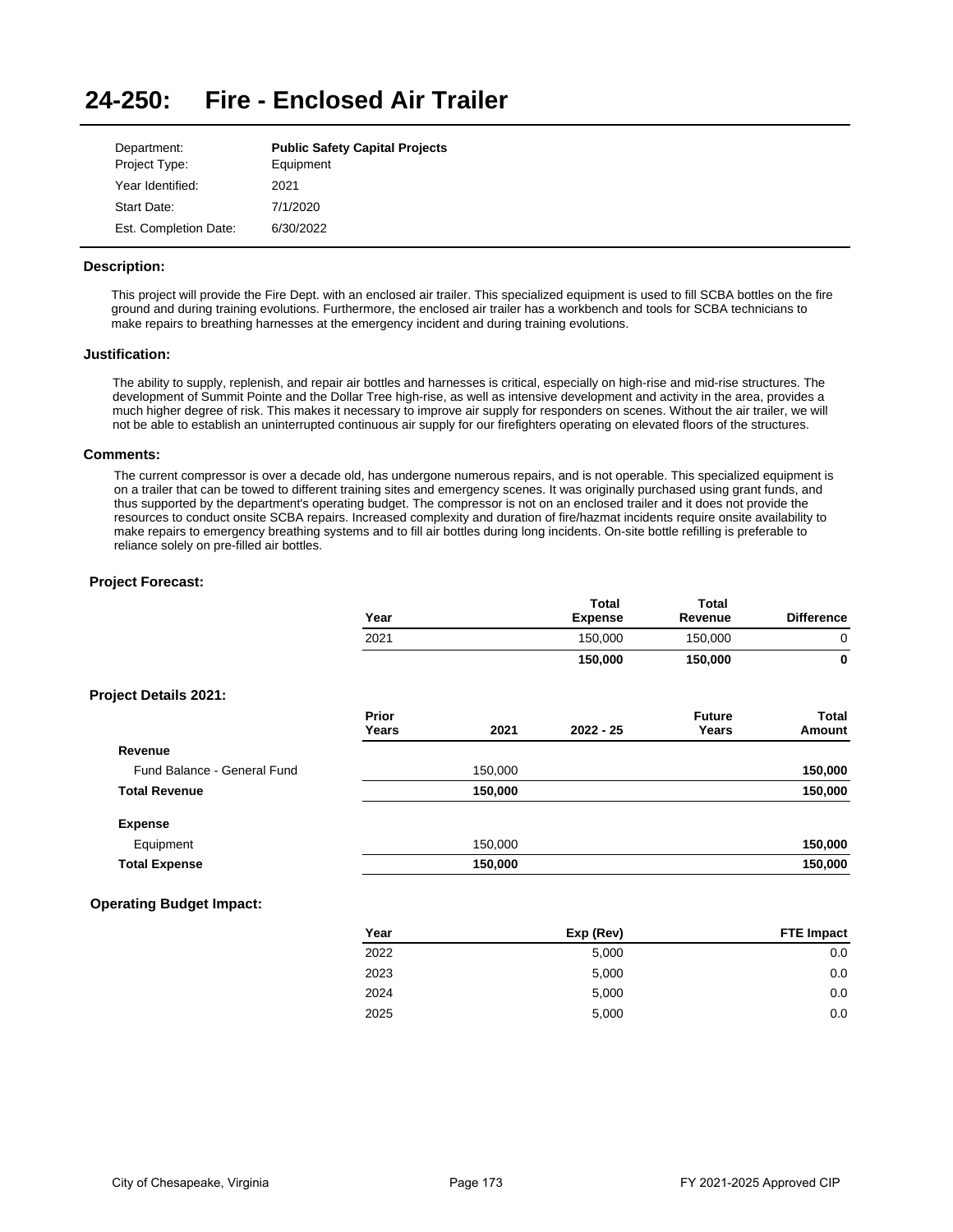# 24-250: Fire - Enclosed Air Trailer

| | |
|---|---|
| Department: | **Public Safety Capital Projects** |
| Project Type: | Equipment |
| Year Identified: | 2021 |
| Start Date: | 7/1/2020 |
| Est. Completion Date: | 6/30/2022 |

### Description:

This project will provide the Fire Dept. with an enclosed air trailer. This specialized equipment is used to fill SCBA bottles on the fire ground and during training evolutions. Furthermore, the enclosed air trailer has a workbench and tools for SCBA technicians to make repairs to breathing harnesses at the emergency incident and during training evolutions.

### Justification:

The ability to supply, replenish, and repair air bottles and harnesses is critical, especially on high-rise and mid-rise structures. The development of Summit Pointe and the Dollar Tree high-rise, as well as intensive development and activity in the area, provides a much higher degree of risk. This makes it necessary to improve air supply for responders on scenes. Without the air trailer, we will not be able to establish an uninterrupted continuous air supply for our firefighters operating on elevated floors of the structures.

### Comments:

The current compressor is over a decade old, has undergone numerous repairs, and is not operable. This specialized equipment is on a trailer that can be towed to different training sites and emergency scenes. It was originally purchased using grant funds, and thus supported by the department's operating budget. The compressor is not on an enclosed trailer and it does not provide the resources to conduct onsite SCBA repairs. Increased complexity and duration of fire/hazmat incidents require onsite availability to make repairs to emergency breathing systems and to fill air bottles during long incidents. On-site bottle refilling is preferable to reliance solely on pre-filled air bottles.

### Project Forecast:

| Year | Total Expense | Total Revenue | Difference |
|---|---|---|---|
| 2021 | 150,000 | 150,000 | 0 |
| | **150,000** | **150,000** | **0** |

### Project Details 2021:

| | Prior Years | 2021 | 2022 - 25 | Future Years | Total Amount |
|---|---|---|---|---|---|
| **Revenue** | | | | | |
| Fund Balance - General Fund | | 150,000 | | | **150,000** |
| **Total Revenue** | | **150,000** | | | **150,000** |
| **Expense** | | | | | |
| Equipment | | 150,000 | | | **150,000** |
| **Total Expense** | | **150,000** | | | **150,000** |

### Operating Budget Impact:

| Year | Exp (Rev) | FTE Impact |
|---|---|---|
| 2022 | 5,000 | 0.0 |
| 2023 | 5,000 | 0.0 |
| 2024 | 5,000 | 0.0 |
| 2025 | 5,000 | 0.0 |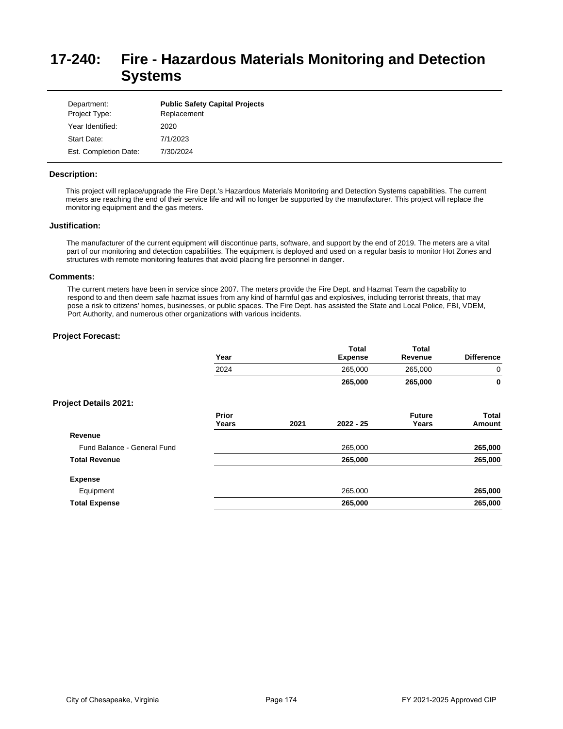# 17-240: Fire - Hazardous Materials Monitoring and Detection Systems

| | |
|---|---|
| Department: | **Public Safety Capital Projects** |
| Project Type: | Replacement |
| Year Identified: | 2020 |
| Start Date: | 7/1/2023 |
| Est. Completion Date: | 7/30/2024 |

### Description:

This project will replace/upgrade the Fire Dept.'s Hazardous Materials Monitoring and Detection Systems capabilities. The current meters are reaching the end of their service life and will no longer be supported by the manufacturer. This project will replace the monitoring equipment and the gas meters.

### Justification:

The manufacturer of the current equipment will discontinue parts, software, and support by the end of 2019. The meters are a vital part of our monitoring and detection capabilities. The equipment is deployed and used on a regular basis to monitor Hot Zones and structures with remote monitoring features that avoid placing fire personnel in danger.

### Comments:

The current meters have been in service since 2007. The meters provide the Fire Dept. and Hazmat Team the capability to respond to and then deem safe hazmat issues from any kind of harmful gas and explosives, including terrorist threats, that may pose a risk to citizens' homes, businesses, or public spaces. The Fire Dept. has assisted the State and Local Police, FBI, VDEM, Port Authority, and numerous other organizations with various incidents.

### Project Forecast:

| Year | Total Expense | Total Revenue | Difference |
|---|---|---|---|
| 2024 | 265,000 | 265,000 | 0 |
| | **265,000** | **265,000** | **0** |

### Project Details 2021:

| | Prior Years | 2021 | 2022 - 25 | Future Years | Total Amount |
|---|---|---|---|---|---|
| **Revenue** | | | | | |
| Fund Balance - General Fund | | | 265,000 | | **265,000** |
| **Total Revenue** | | | **265,000** | | **265,000** |
| **Expense** | | | | | |
| Equipment | | | 265,000 | | **265,000** |
| **Total Expense** | | | **265,000** | | **265,000** |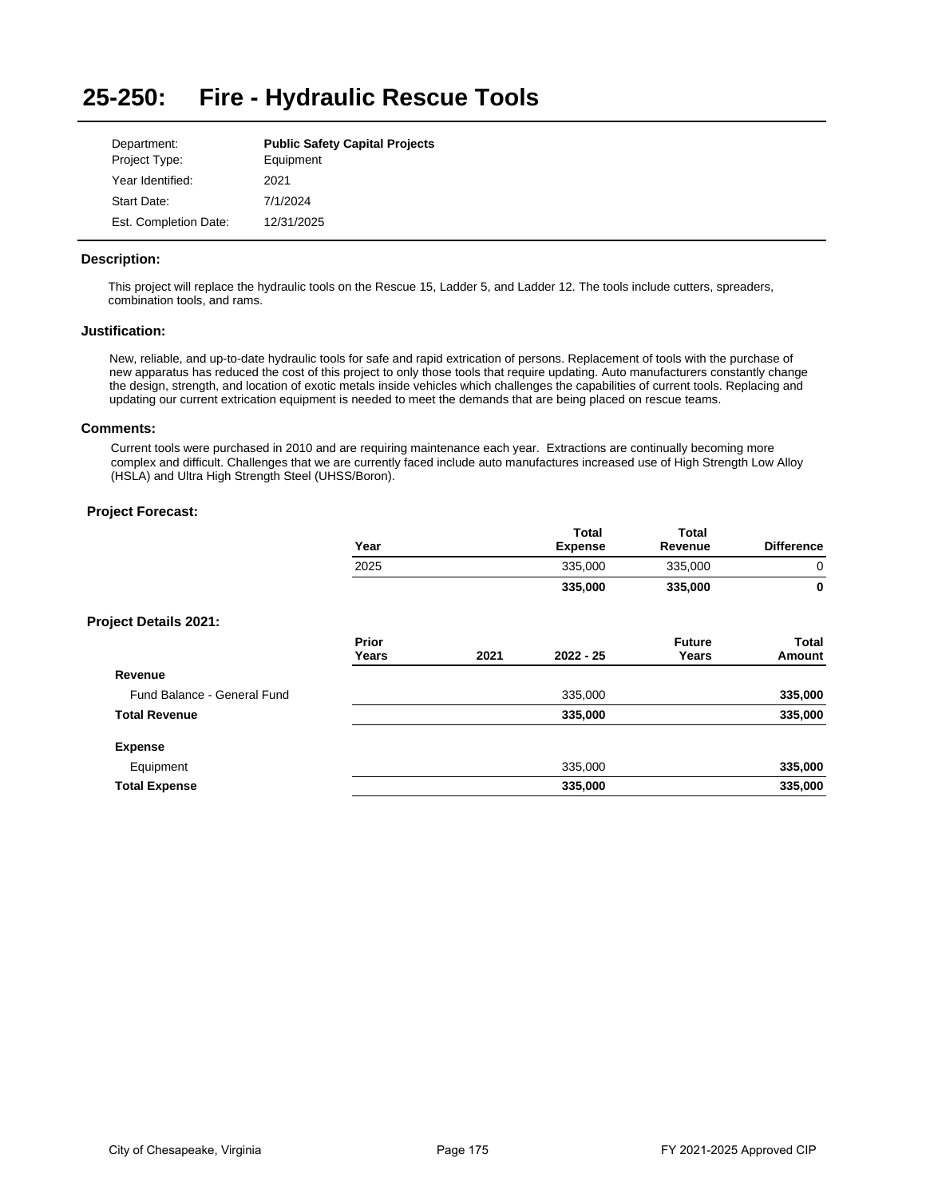# 25-250: Fire - Hydraulic Rescue Tools

| | |
|---|---|
| Department: | **Public Safety Capital Projects** |
| Project Type: | Equipment |
| Year Identified: | 2021 |
| Start Date: | 7/1/2024 |
| Est. Completion Date: | 12/31/2025 |

### Description:

This project will replace the hydraulic tools on the Rescue 15, Ladder 5, and Ladder 12. The tools include cutters, spreaders, combination tools, and rams.

### Justification:

New, reliable, and up-to-date hydraulic tools for safe and rapid extrication of persons. Replacement of tools with the purchase of new apparatus has reduced the cost of this project to only those tools that require updating. Auto manufacturers constantly change the design, strength, and location of exotic metals inside vehicles which challenges the capabilities of current tools. Replacing and updating our current extrication equipment is needed to meet the demands that are being placed on rescue teams.

### Comments:

Current tools were purchased in 2010 and are requiring maintenance each year. Extractions are continually becoming more complex and difficult. Challenges that we are currently faced include auto manufactures increased use of High Strength Low Alloy (HSLA) and Ultra High Strength Steel (UHSS/Boron).

### Project Forecast:

| Year | Total Expense | Total Revenue | Difference |
|---|---|---|---|
| 2025 | 335,000 | 335,000 | 0 |
| | **335,000** | **335,000** | **0** |

### Project Details 2021:

| | Prior Years | 2021 | 2022 - 25 | Future Years | Total Amount |
|---|---|---|---|---|---|
| **Revenue** | | | | | |
| Fund Balance - General Fund | | | 335,000 | | **335,000** |
| **Total Revenue** | | | **335,000** | | **335,000** |
| **Expense** | | | | | |
| Equipment | | | 335,000 | | **335,000** |
| **Total Expense** | | | **335,000** | | **335,000** |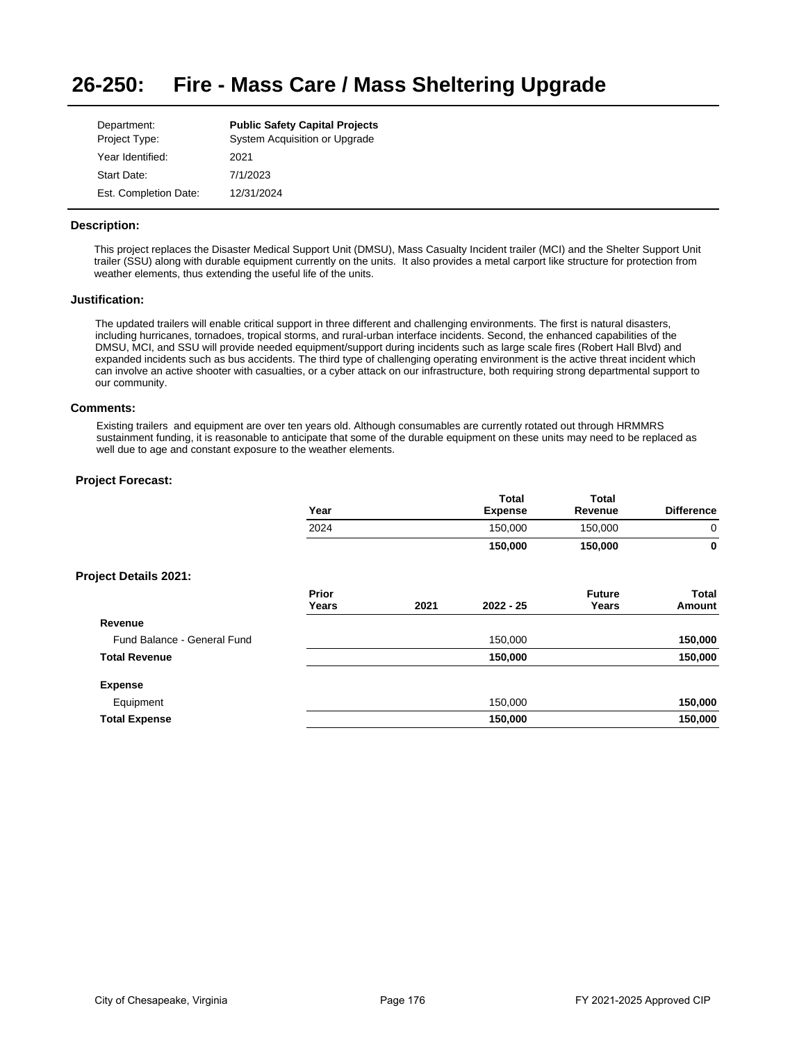# 26-250: Fire - Mass Care / Mass Sheltering Upgrade

| | |
|---|---|
| Department: | **Public Safety Capital Projects** |
| Project Type: | System Acquisition or Upgrade |
| Year Identified: | 2021 |
| Start Date: | 7/1/2023 |
| Est. Completion Date: | 12/31/2024 |

### Description:

This project replaces the Disaster Medical Support Unit (DMSU), Mass Casualty Incident trailer (MCI) and the Shelter Support Unit trailer (SSU) along with durable equipment currently on the units. It also provides a metal carport like structure for protection from weather elements, thus extending the useful life of the units.

### Justification:

The updated trailers will enable critical support in three different and challenging environments. The first is natural disasters, including hurricanes, tornadoes, tropical storms, and rural-urban interface incidents. Second, the enhanced capabilities of the DMSU, MCI, and SSU will provide needed equipment/support during incidents such as large scale fires (Robert Hall Blvd) and expanded incidents such as bus accidents. The third type of challenging operating environment is the active threat incident which can involve an active shooter with casualties, or a cyber attack on our infrastructure, both requiring strong departmental support to our community.

### Comments:

Existing trailers and equipment are over ten years old. Although consumables are currently rotated out through HRMMRS sustainment funding, it is reasonable to anticipate that some of the durable equipment on these units may need to be replaced as well due to age and constant exposure to the weather elements.

### Project Forecast:

| Year | Total Expense | Total Revenue | Difference |
|---|---|---|---|
| 2024 | 150,000 | 150,000 | 0 |
| | **150,000** | **150,000** | **0** |

### Project Details 2021:

| | Prior Years | 2021 | 2022 - 25 | Future Years | Total Amount |
|---|---|---|---|---|---|
| **Revenue** | | | | | |
| Fund Balance - General Fund | | | 150,000 | | **150,000** |
| **Total Revenue** | | | **150,000** | | **150,000** |
| **Expense** | | | | | |
| Equipment | | | 150,000 | | **150,000** |
| **Total Expense** | | | **150,000** | | **150,000** |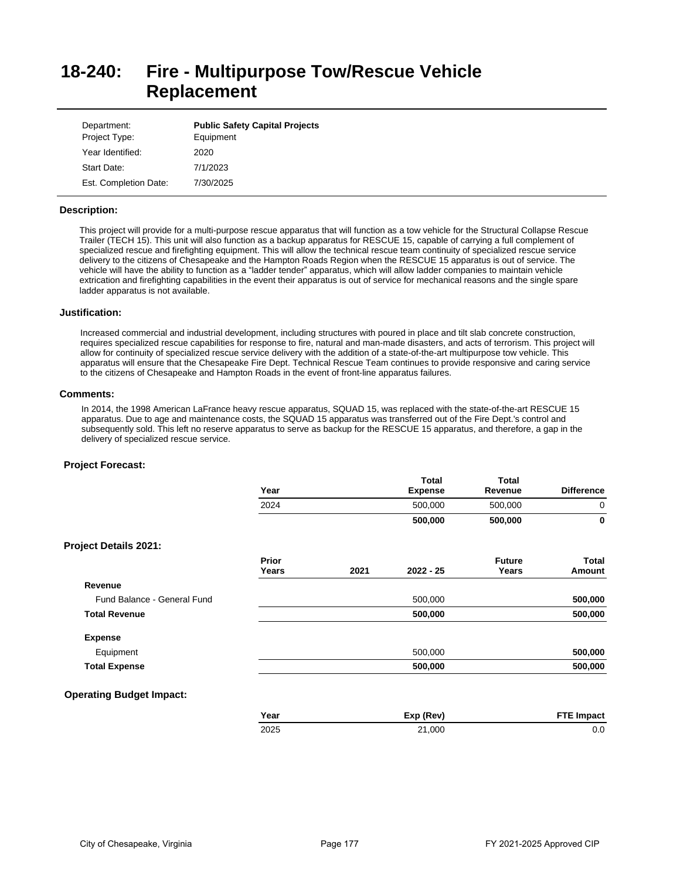# 18-240: Fire - Multipurpose Tow/Rescue Vehicle Replacement

| | |
|---|---|
| Department: | **Public Safety Capital Projects** |
| Project Type: | Equipment |
| Year Identified: | 2020 |
| Start Date: | 7/1/2023 |
| Est. Completion Date: | 7/30/2025 |

### Description:

This project will provide for a multi-purpose rescue apparatus that will function as a tow vehicle for the Structural Collapse Rescue Trailer (TECH 15). This unit will also function as a backup apparatus for RESCUE 15, capable of carrying a full complement of specialized rescue and firefighting equipment. This will allow the technical rescue team continuity of specialized rescue service delivery to the citizens of Chesapeake and the Hampton Roads Region when the RESCUE 15 apparatus is out of service. The vehicle will have the ability to function as a "ladder tender" apparatus, which will allow ladder companies to maintain vehicle extrication and firefighting capabilities in the event their apparatus is out of service for mechanical reasons and the single spare ladder apparatus is not available.

### Justification:

Increased commercial and industrial development, including structures with poured in place and tilt slab concrete construction, requires specialized rescue capabilities for response to fire, natural and man-made disasters, and acts of terrorism. This project will allow for continuity of specialized rescue service delivery with the addition of a state-of-the-art multipurpose tow vehicle. This apparatus will ensure that the Chesapeake Fire Dept. Technical Rescue Team continues to provide responsive and caring service to the citizens of Chesapeake and Hampton Roads in the event of front-line apparatus failures.

### Comments:

In 2014, the 1998 American LaFrance heavy rescue apparatus, SQUAD 15, was replaced with the state-of-the-art RESCUE 15 apparatus. Due to age and maintenance costs, the SQUAD 15 apparatus was transferred out of the Fire Dept.'s control and subsequently sold. This left no reserve apparatus to serve as backup for the RESCUE 15 apparatus, and therefore, a gap in the delivery of specialized rescue service.

### Project Forecast:

| Year | Total Expense | Total Revenue | Difference |
|---|---|---|---|
| 2024 | 500,000 | 500,000 | 0 |
| | **500,000** | **500,000** | **0** |

### Project Details 2021:

| | Prior Years | 2021 | 2022 - 25 | Future Years | Total Amount |
|---|---|---|---|---|---|
| **Revenue** | | | | | |
| Fund Balance - General Fund | | | 500,000 | | **500,000** |
| **Total Revenue** | | | **500,000** | | **500,000** |
| **Expense** | | | | | |
| Equipment | | | 500,000 | | **500,000** |
| **Total Expense** | | | **500,000** | | **500,000** |

### Operating Budget Impact:

| Year | Exp (Rev) | FTE Impact |
|---|---|---|
| 2025 | 21,000 | 0.0 |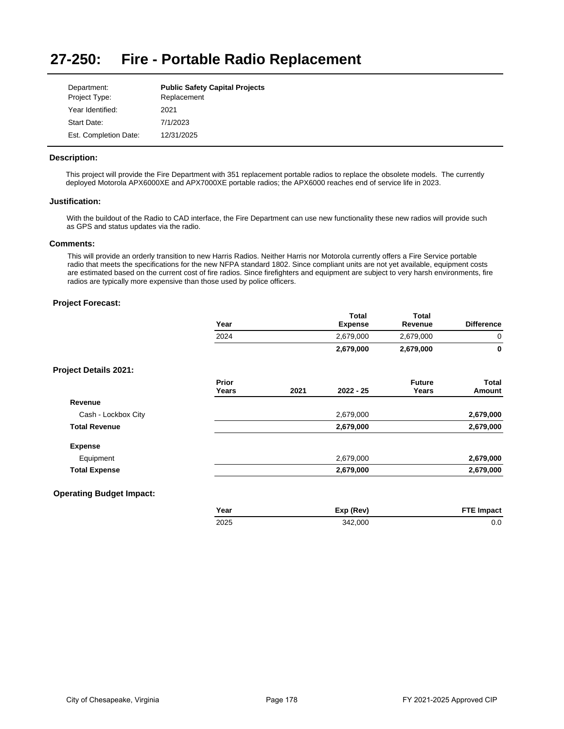# 27-250: Fire - Portable Radio Replacement

| | |
|---|---|
| Department: | **Public Safety Capital Projects** |
| Project Type: | Replacement |
| Year Identified: | 2021 |
| Start Date: | 7/1/2023 |
| Est. Completion Date: | 12/31/2025 |

### Description:

This project will provide the Fire Department with 351 replacement portable radios to replace the obsolete models. The currently deployed Motorola APX6000XE and APX7000XE portable radios; the APX6000 reaches end of service life in 2023.

### Justification:

With the buildout of the Radio to CAD interface, the Fire Department can use new functionality these new radios will provide such as GPS and status updates via the radio.

### Comments:

This will provide an orderly transition to new Harris Radios. Neither Harris nor Motorola currently offers a Fire Service portable radio that meets the specifications for the new NFPA standard 1802. Since compliant units are not yet available, equipment costs are estimated based on the current cost of fire radios. Since firefighters and equipment are subject to very harsh environments, fire radios are typically more expensive than those used by police officers.

### Project Forecast:

| Year | Total Expense | Total Revenue | Difference |
|---|---|---|---|
| 2024 | 2,679,000 | 2,679,000 | 0 |
| | **2,679,000** | **2,679,000** | **0** |

### Project Details 2021:

| | Prior Years | 2021 | 2022 - 25 | Future Years | Total Amount |
|---|---|---|---|---|---|
| **Revenue** | | | | | |
| Cash - Lockbox City | | | 2,679,000 | | **2,679,000** |
| **Total Revenue** | | | **2,679,000** | | **2,679,000** |
| **Expense** | | | | | |
| Equipment | | | 2,679,000 | | **2,679,000** |
| **Total Expense** | | | **2,679,000** | | **2,679,000** |

### Operating Budget Impact:

| Year | Exp (Rev) | FTE Impact |
|---|---|---|
| 2025 | 342,000 | 0.0 |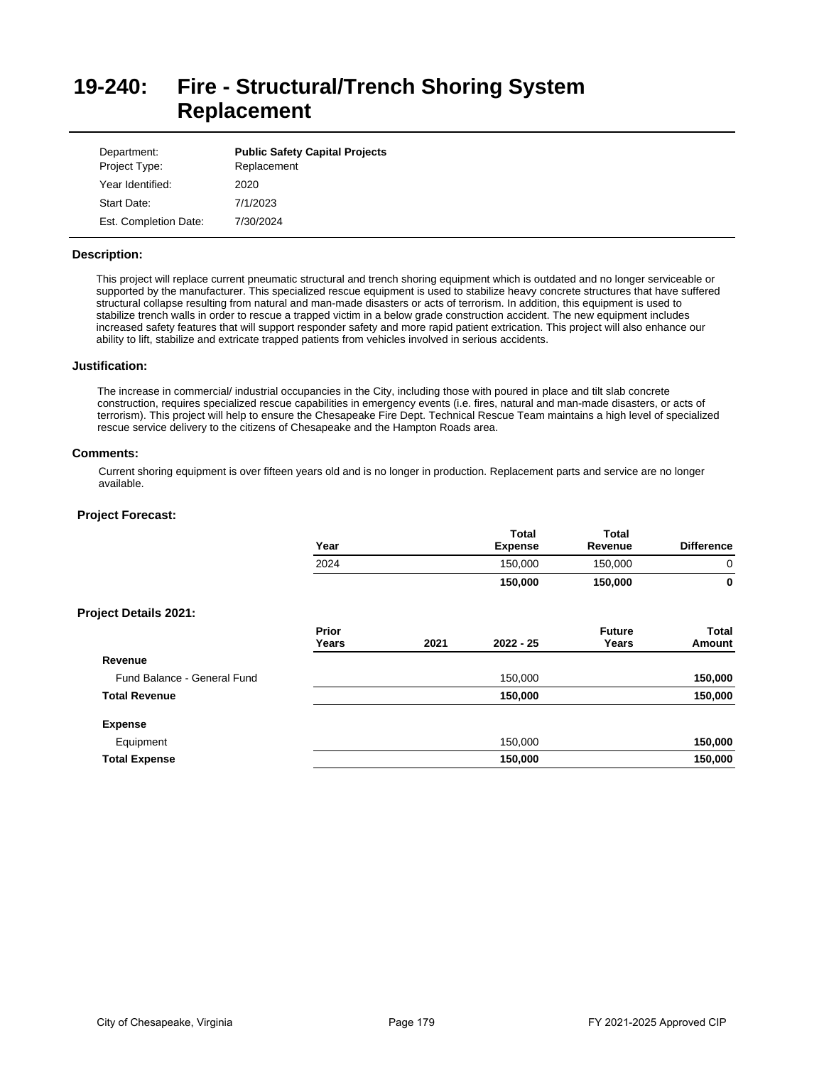# 19-240: Fire - Structural/Trench Shoring System Replacement

| | |
|---|---|
| Department: | **Public Safety Capital Projects** |
| Project Type: | Replacement |
| Year Identified: | 2020 |
| Start Date: | 7/1/2023 |
| Est. Completion Date: | 7/30/2024 |

### Description:

This project will replace current pneumatic structural and trench shoring equipment which is outdated and no longer serviceable or supported by the manufacturer. This specialized rescue equipment is used to stabilize heavy concrete structures that have suffered structural collapse resulting from natural and man-made disasters or acts of terrorism. In addition, this equipment is used to stabilize trench walls in order to rescue a trapped victim in a below grade construction accident. The new equipment includes increased safety features that will support responder safety and more rapid patient extrication. This project will also enhance our ability to lift, stabilize and extricate trapped patients from vehicles involved in serious accidents.

### Justification:

The increase in commercial/ industrial occupancies in the City, including those with poured in place and tilt slab concrete construction, requires specialized rescue capabilities in emergency events (i.e. fires, natural and man-made disasters, or acts of terrorism). This project will help to ensure the Chesapeake Fire Dept. Technical Rescue Team maintains a high level of specialized rescue service delivery to the citizens of Chesapeake and the Hampton Roads area.

### Comments:

Current shoring equipment is over fifteen years old and is no longer in production. Replacement parts and service are no longer available.

### Project Forecast:

| Year | Total Expense | Total Revenue | Difference |
|---|---|---|---|
| 2024 | 150,000 | 150,000 | 0 |
| | **150,000** | **150,000** | **0** |

### Project Details 2021:

| | Prior Years | 2021 | 2022 - 25 | Future Years | Total Amount |
|---|---|---|---|---|---|
| **Revenue** | | | | | |
| Fund Balance - General Fund | | | 150,000 | | **150,000** |
| **Total Revenue** | | | **150,000** | | **150,000** |
| **Expense** | | | | | |
| Equipment | | | 150,000 | | **150,000** |
| **Total Expense** | | | **150,000** | | **150,000** |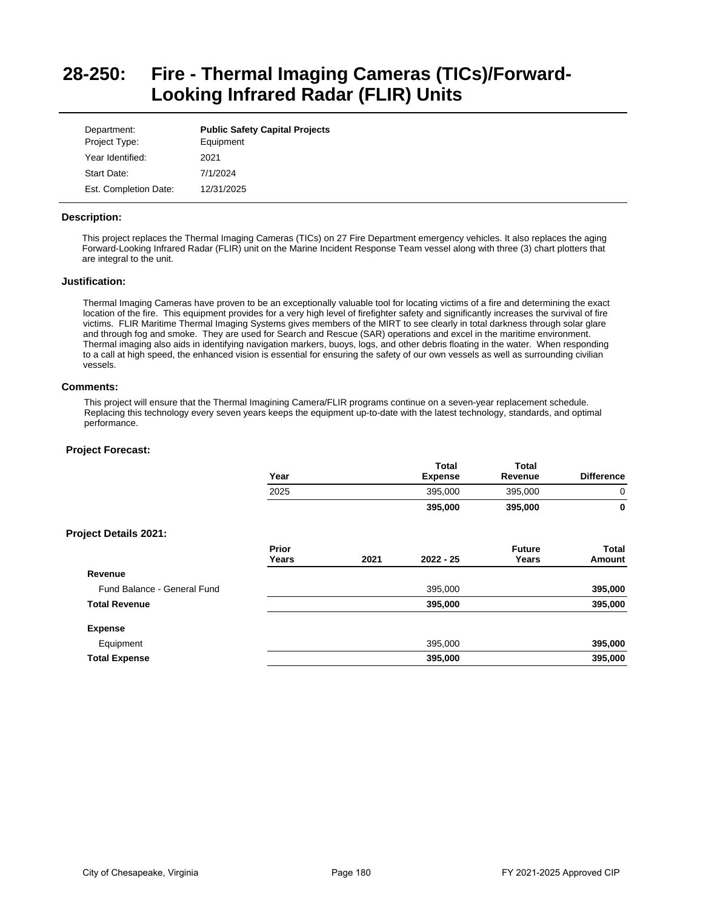# 28-250: Fire - Thermal Imaging Cameras (TICs)/Forward-Looking Infrared Radar (FLIR) Units

| | |
|---|---|
| Department: | **Public Safety Capital Projects** |
| Project Type: | Equipment |
| Year Identified: | 2021 |
| Start Date: | 7/1/2024 |
| Est. Completion Date: | 12/31/2025 |

### Description:

This project replaces the Thermal Imaging Cameras (TICs) on 27 Fire Department emergency vehicles. It also replaces the aging Forward-Looking Infrared Radar (FLIR) unit on the Marine Incident Response Team vessel along with three (3) chart plotters that are integral to the unit.

### Justification:

Thermal Imaging Cameras have proven to be an exceptionally valuable tool for locating victims of a fire and determining the exact location of the fire. This equipment provides for a very high level of firefighter safety and significantly increases the survival of fire victims. FLIR Maritime Thermal Imaging Systems gives members of the MIRT to see clearly in total darkness through solar glare and through fog and smoke. They are used for Search and Rescue (SAR) operations and excel in the maritime environment. Thermal imaging also aids in identifying navigation markers, buoys, logs, and other debris floating in the water. When responding to a call at high speed, the enhanced vision is essential for ensuring the safety of our own vessels as well as surrounding civilian vessels.

### Comments:

This project will ensure that the Thermal Imagining Camera/FLIR programs continue on a seven-year replacement schedule. Replacing this technology every seven years keeps the equipment up-to-date with the latest technology, standards, and optimal performance.

### Project Forecast:

| Year | Total Expense | Total Revenue | Difference |
|---|---|---|---|
| 2025 | 395,000 | 395,000 | 0 |
| | **395,000** | **395,000** | **0** |

### Project Details 2021:

| | Prior Years | 2021 | 2022 - 25 | Future Years | Total Amount |
|---|---|---|---|---|---|
| **Revenue** | | | | | |
| Fund Balance - General Fund | | | 395,000 | | **395,000** |
| **Total Revenue** | | | **395,000** | | **395,000** |
| **Expense** | | | | | |
| Equipment | | | 395,000 | | **395,000** |
| **Total Expense** | | | **395,000** | | **395,000** |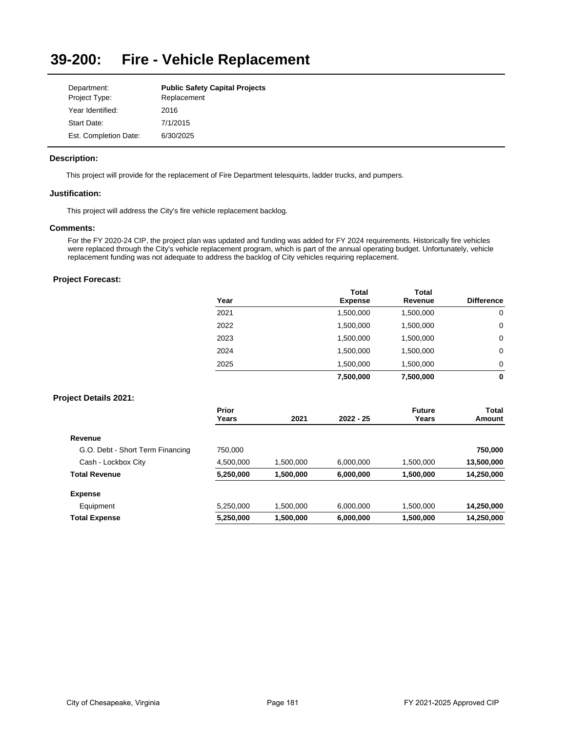# 39-200: Fire - Vehicle Replacement

| | |
|---|---|
| Department: | **Public Safety Capital Projects** |
| Project Type: | Replacement |
| Year Identified: | 2016 |
| Start Date: | 7/1/2015 |
| Est. Completion Date: | 6/30/2025 |

### Description:

This project will provide for the replacement of Fire Department telesquirts, ladder trucks, and pumpers.

### Justification:

This project will address the City's fire vehicle replacement backlog.

### Comments:

For the FY 2020-24 CIP, the project plan was updated and funding was added for FY 2024 requirements. Historically fire vehicles were replaced through the City's vehicle replacement program, which is part of the annual operating budget. Unfortunately, vehicle replacement funding was not adequate to address the backlog of City vehicles requiring replacement.

### Project Forecast:

| Year | Total Expense | Total Revenue | Difference |
|---|---|---|---|
| 2021 | 1,500,000 | 1,500,000 | 0 |
| 2022 | 1,500,000 | 1,500,000 | 0 |
| 2023 | 1,500,000 | 1,500,000 | 0 |
| 2024 | 1,500,000 | 1,500,000 | 0 |
| 2025 | 1,500,000 | 1,500,000 | 0 |
| | **7,500,000** | **7,500,000** | **0** |

### Project Details 2021:

| | Prior Years | 2021 | 2022 - 25 | Future Years | Total Amount |
|---|---|---|---|---|---|
| **Revenue** | | | | | |
| G.O. Debt - Short Term Financing | 750,000 | | | | **750,000** |
| Cash - Lockbox City | 4,500,000 | 1,500,000 | 6,000,000 | 1,500,000 | **13,500,000** |
| **Total Revenue** | **5,250,000** | **1,500,000** | **6,000,000** | **1,500,000** | **14,250,000** |
| **Expense** | | | | | |
| Equipment | 5,250,000 | 1,500,000 | 6,000,000 | 1,500,000 | **14,250,000** |
| **Total Expense** | **5,250,000** | **1,500,000** | **6,000,000** | **1,500,000** | **14,250,000** |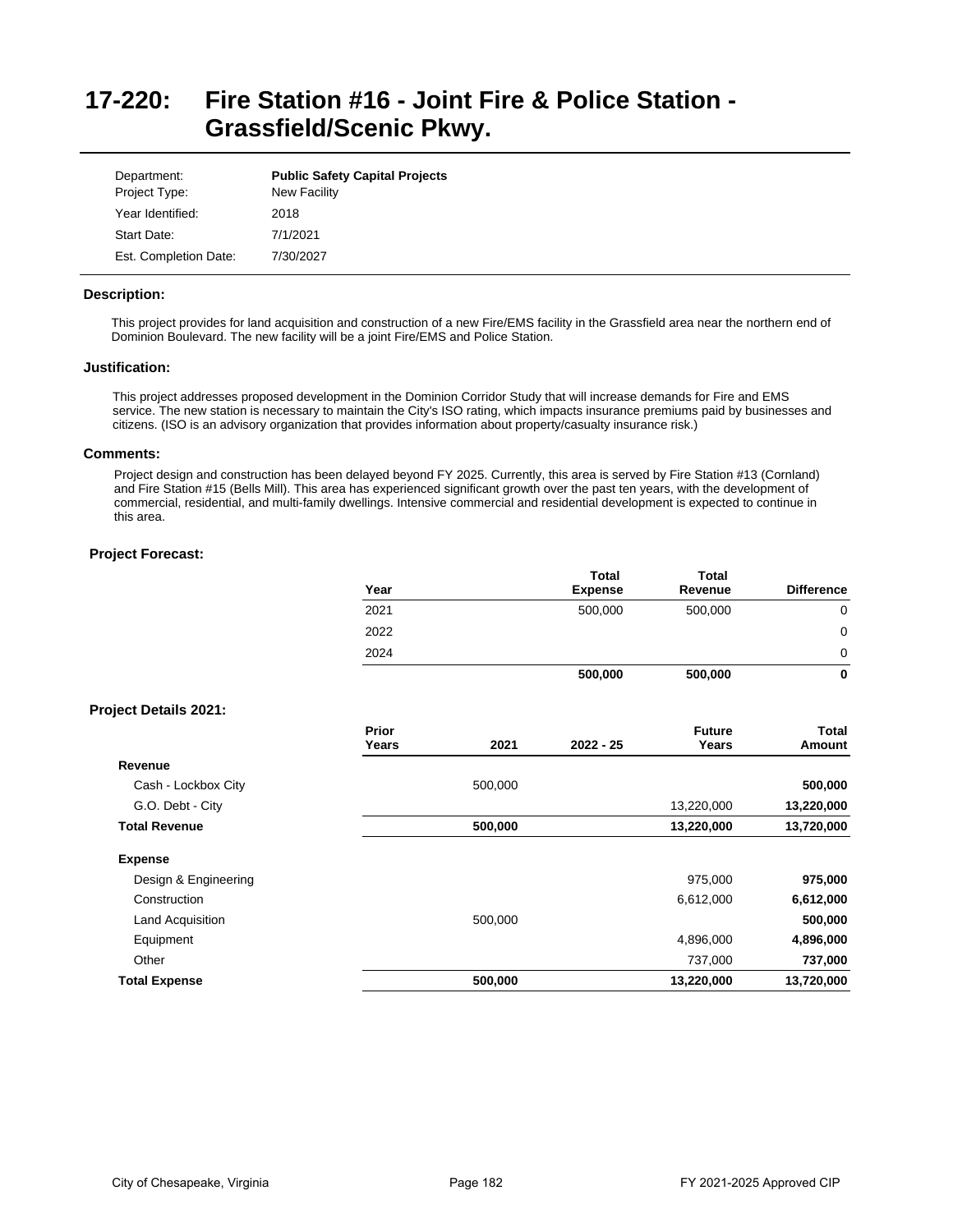# 17-220: Fire Station #16 - Joint Fire & Police Station - Grassfield/Scenic Pkwy.

| | |
|---|---|
| Department: | **Public Safety Capital Projects** |
| Project Type: | New Facility |
| Year Identified: | 2018 |
| Start Date: | 7/1/2021 |
| Est. Completion Date: | 7/30/2027 |

### Description:

This project provides for land acquisition and construction of a new Fire/EMS facility in the Grassfield area near the northern end of Dominion Boulevard. The new facility will be a joint Fire/EMS and Police Station.

### Justification:

This project addresses proposed development in the Dominion Corridor Study that will increase demands for Fire and EMS service. The new station is necessary to maintain the City's ISO rating, which impacts insurance premiums paid by businesses and citizens. (ISO is an advisory organization that provides information about property/casualty insurance risk.)

### Comments:

Project design and construction has been delayed beyond FY 2025. Currently, this area is served by Fire Station #13 (Cornland) and Fire Station #15 (Bells Mill). This area has experienced significant growth over the past ten years, with the development of commercial, residential, and multi-family dwellings. Intensive commercial and residential development is expected to continue in this area.

### Project Forecast:

| Year | Total Expense | Total Revenue | Difference |
|---|---|---|---|
| 2021 | 500,000 | 500,000 | 0 |
| 2022 | | | 0 |
| 2024 | | | 0 |
| | **500,000** | **500,000** | **0** |

### Project Details 2021:

| | Prior Years | 2021 | 2022 - 25 | Future Years | Total Amount |
|---|---|---|---|---|---|
| **Revenue** | | | | | |
| Cash - Lockbox City | | 500,000 | | | **500,000** |
| G.O. Debt - City | | | | 13,220,000 | **13,220,000** |
| **Total Revenue** | | **500,000** | | **13,220,000** | **13,720,000** |
| **Expense** | | | | | |
| Design & Engineering | | | | 975,000 | **975,000** |
| Construction | | | | 6,612,000 | **6,612,000** |
| Land Acquisition | | 500,000 | | | **500,000** |
| Equipment | | | | 4,896,000 | **4,896,000** |
| Other | | | | 737,000 | **737,000** |
| **Total Expense** | | **500,000** | | **13,220,000** | **13,720,000** |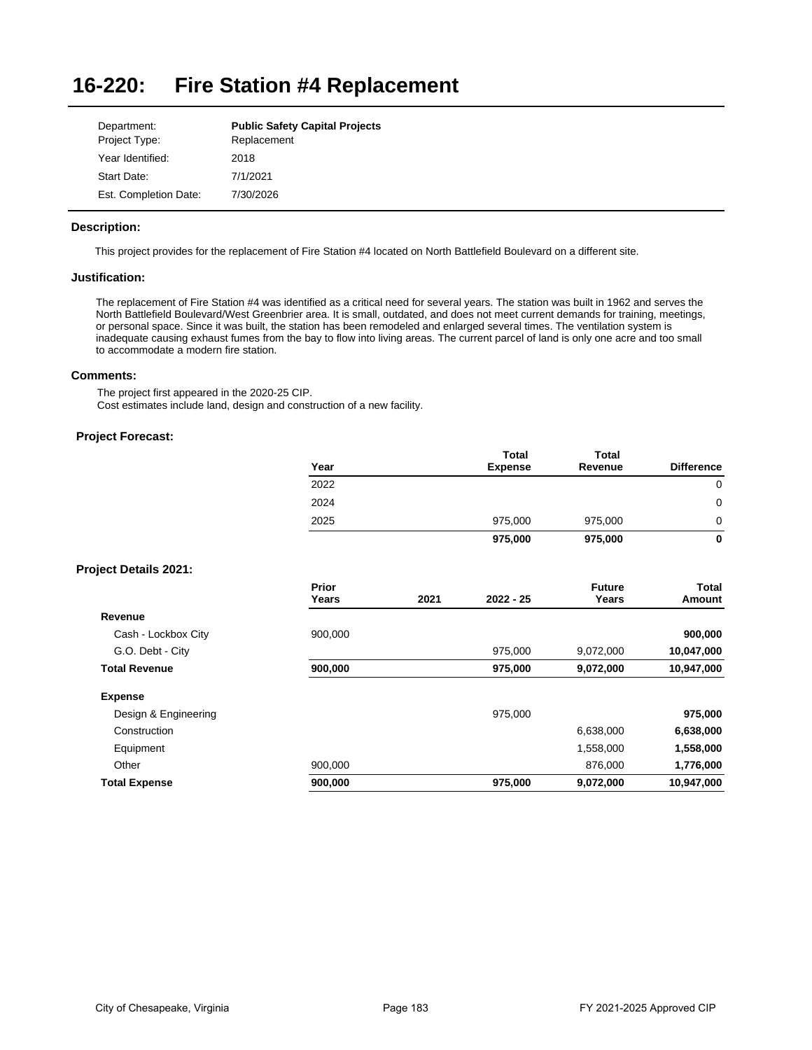# 16-220: Fire Station #4 Replacement

| | |
|---|---|
| Department: | **Public Safety Capital Projects** |
| Project Type: | Replacement |
| Year Identified: | 2018 |
| Start Date: | 7/1/2021 |
| Est. Completion Date: | 7/30/2026 |

### Description:

This project provides for the replacement of Fire Station #4 located on North Battlefield Boulevard on a different site.

### Justification:

The replacement of Fire Station #4 was identified as a critical need for several years. The station was built in 1962 and serves the North Battlefield Boulevard/West Greenbrier area. It is small, outdated, and does not meet current demands for training, meetings, or personal space. Since it was built, the station has been remodeled and enlarged several times. The ventilation system is inadequate causing exhaust fumes from the bay to flow into living areas. The current parcel of land is only one acre and too small to accommodate a modern fire station.

### Comments:

The project first appeared in the 2020-25 CIP.
Cost estimates include land, design and construction of a new facility.

### Project Forecast:

| Year | Total Expense | Total Revenue | Difference |
|---|---|---|---|
| 2022 | | | 0 |
| 2024 | | | 0 |
| 2025 | 975,000 | 975,000 | 0 |
| | **975,000** | **975,000** | **0** |

### Project Details 2021:

| | Prior Years | 2021 | 2022 - 25 | Future Years | Total Amount |
|---|---|---|---|---|---|
| **Revenue** | | | | | |
| Cash - Lockbox City | 900,000 | | | | **900,000** |
| G.O. Debt - City | | | 975,000 | 9,072,000 | **10,047,000** |
| **Total Revenue** | **900,000** | | **975,000** | **9,072,000** | **10,947,000** |
| **Expense** | | | | | |
| Design & Engineering | | | 975,000 | | **975,000** |
| Construction | | | | 6,638,000 | **6,638,000** |
| Equipment | | | | 1,558,000 | **1,558,000** |
| Other | 900,000 | | | 876,000 | **1,776,000** |
| **Total Expense** | **900,000** | | **975,000** | **9,072,000** | **10,947,000** |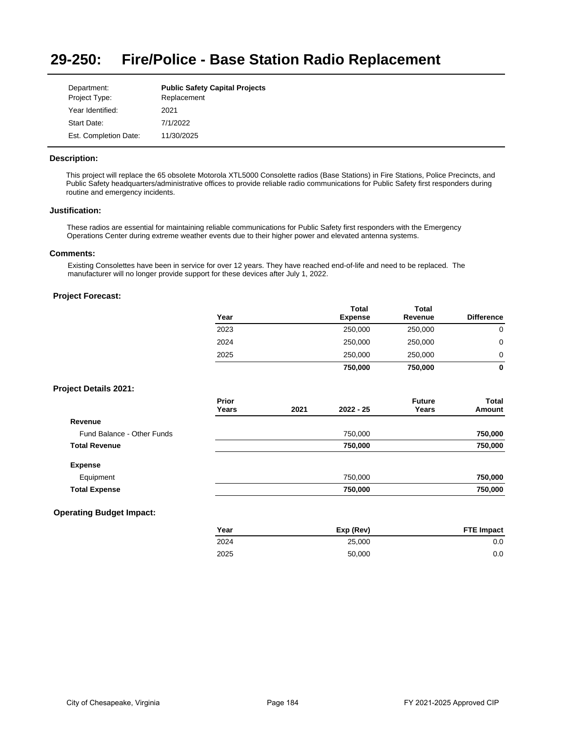# 29-250: Fire/Police - Base Station Radio Replacement

| | |
|---|---|
| Department: | **Public Safety Capital Projects** |
| Project Type: | Replacement |
| Year Identified: | 2021 |
| Start Date: | 7/1/2022 |
| Est. Completion Date: | 11/30/2025 |

### Description:

This project will replace the 65 obsolete Motorola XTL5000 Consolette radios (Base Stations) in Fire Stations, Police Precincts, and Public Safety headquarters/administrative offices to provide reliable radio communications for Public Safety first responders during routine and emergency incidents.

### Justification:

These radios are essential for maintaining reliable communications for Public Safety first responders with the Emergency Operations Center during extreme weather events due to their higher power and elevated antenna systems.

### Comments:

Existing Consolettes have been in service for over 12 years. They have reached end-of-life and need to be replaced. The manufacturer will no longer provide support for these devices after July 1, 2022.

### Project Forecast:

| Year | Total Expense | Total Revenue | Difference |
|---|---|---|---|
| 2023 | 250,000 | 250,000 | 0 |
| 2024 | 250,000 | 250,000 | 0 |
| 2025 | 250,000 | 250,000 | 0 |
| | **750,000** | **750,000** | **0** |

### Project Details 2021:

| | Prior Years | 2021 | 2022 - 25 | Future Years | Total Amount |
|---|---|---|---|---|---|
| **Revenue** | | | | | |
| Fund Balance - Other Funds | | | 750,000 | | **750,000** |
| **Total Revenue** | | | **750,000** | | **750,000** |
| **Expense** | | | | | |
| Equipment | | | 750,000 | | **750,000** |
| **Total Expense** | | | **750,000** | | **750,000** |

### Operating Budget Impact:

| Year | Exp (Rev) | FTE Impact |
|---|---|---|
| 2024 | 25,000 | 0.0 |
| 2025 | 50,000 | 0.0 |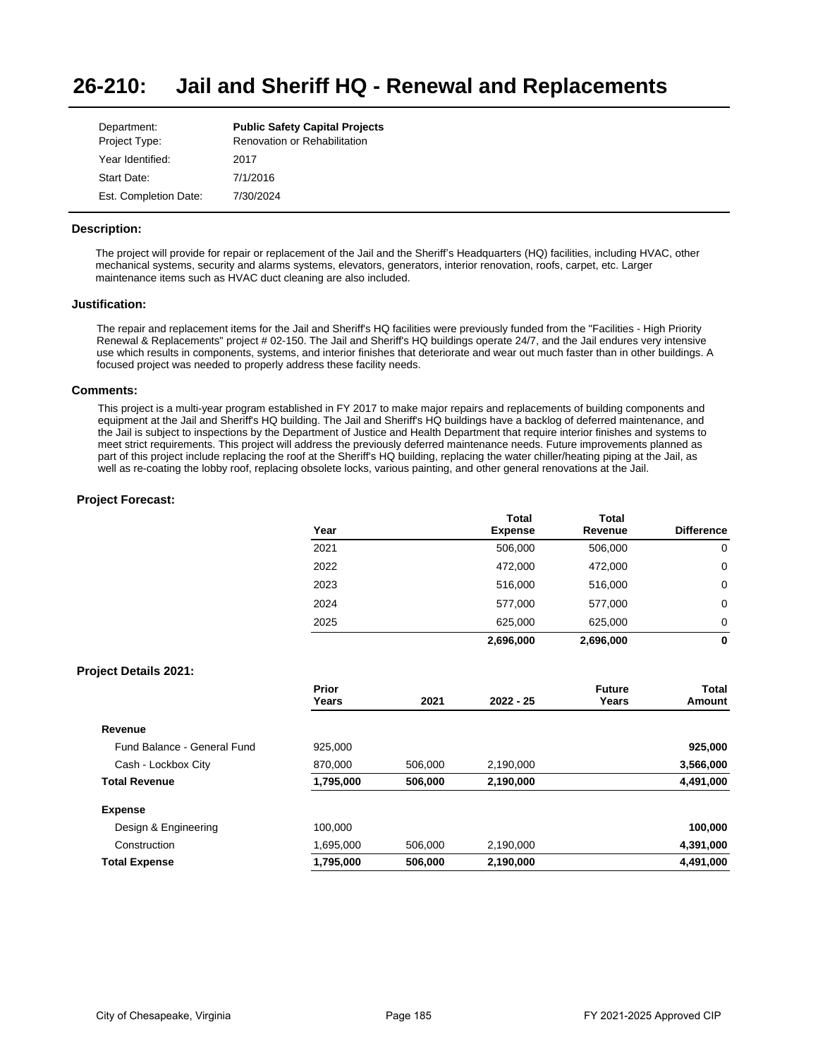# 26-210: Jail and Sheriff HQ - Renewal and Replacements

| | |
|---|---|
| Department: | **Public Safety Capital Projects** |
| Project Type: | Renovation or Rehabilitation |
| Year Identified: | 2017 |
| Start Date: | 7/1/2016 |
| Est. Completion Date: | 7/30/2024 |

### Description:

The project will provide for repair or replacement of the Jail and the Sheriff's Headquarters (HQ) facilities, including HVAC, other mechanical systems, security and alarms systems, elevators, generators, interior renovation, roofs, carpet, etc. Larger maintenance items such as HVAC duct cleaning are also included.

### Justification:

The repair and replacement items for the Jail and Sheriff's HQ facilities were previously funded from the "Facilities - High Priority Renewal & Replacements" project # 02-150. The Jail and Sheriff's HQ buildings operate 24/7, and the Jail endures very intensive use which results in components, systems, and interior finishes that deteriorate and wear out much faster than in other buildings. A focused project was needed to properly address these facility needs.

### Comments:

This project is a multi-year program established in FY 2017 to make major repairs and replacements of building components and equipment at the Jail and Sheriff's HQ building. The Jail and Sheriff's HQ buildings have a backlog of deferred maintenance, and the Jail is subject to inspections by the Department of Justice and Health Department that require interior finishes and systems to meet strict requirements. This project will address the previously deferred maintenance needs. Future improvements planned as part of this project include replacing the roof at the Sheriff's HQ building, replacing the water chiller/heating piping at the Jail, as well as re-coating the lobby roof, replacing obsolete locks, various painting, and other general renovations at the Jail.

### Project Forecast:

| Year | Total Expense | Total Revenue | Difference |
|---|---|---|---|
| 2021 | 506,000 | 506,000 | 0 |
| 2022 | 472,000 | 472,000 | 0 |
| 2023 | 516,000 | 516,000 | 0 |
| 2024 | 577,000 | 577,000 | 0 |
| 2025 | 625,000 | 625,000 | 0 |
| | **2,696,000** | **2,696,000** | **0** |

### Project Details 2021:

| | Prior Years | 2021 | 2022 - 25 | Future Years | Total Amount |
|---|---|---|---|---|---|
| **Revenue** | | | | | |
| Fund Balance - General Fund | 925,000 | | | | **925,000** |
| Cash - Lockbox City | 870,000 | 506,000 | 2,190,000 | | **3,566,000** |
| **Total Revenue** | **1,795,000** | **506,000** | **2,190,000** | | **4,491,000** |
| **Expense** | | | | | |
| Design & Engineering | 100,000 | | | | **100,000** |
| Construction | 1,695,000 | 506,000 | 2,190,000 | | **4,391,000** |
| **Total Expense** | **1,795,000** | **506,000** | **2,190,000** | | **4,491,000** |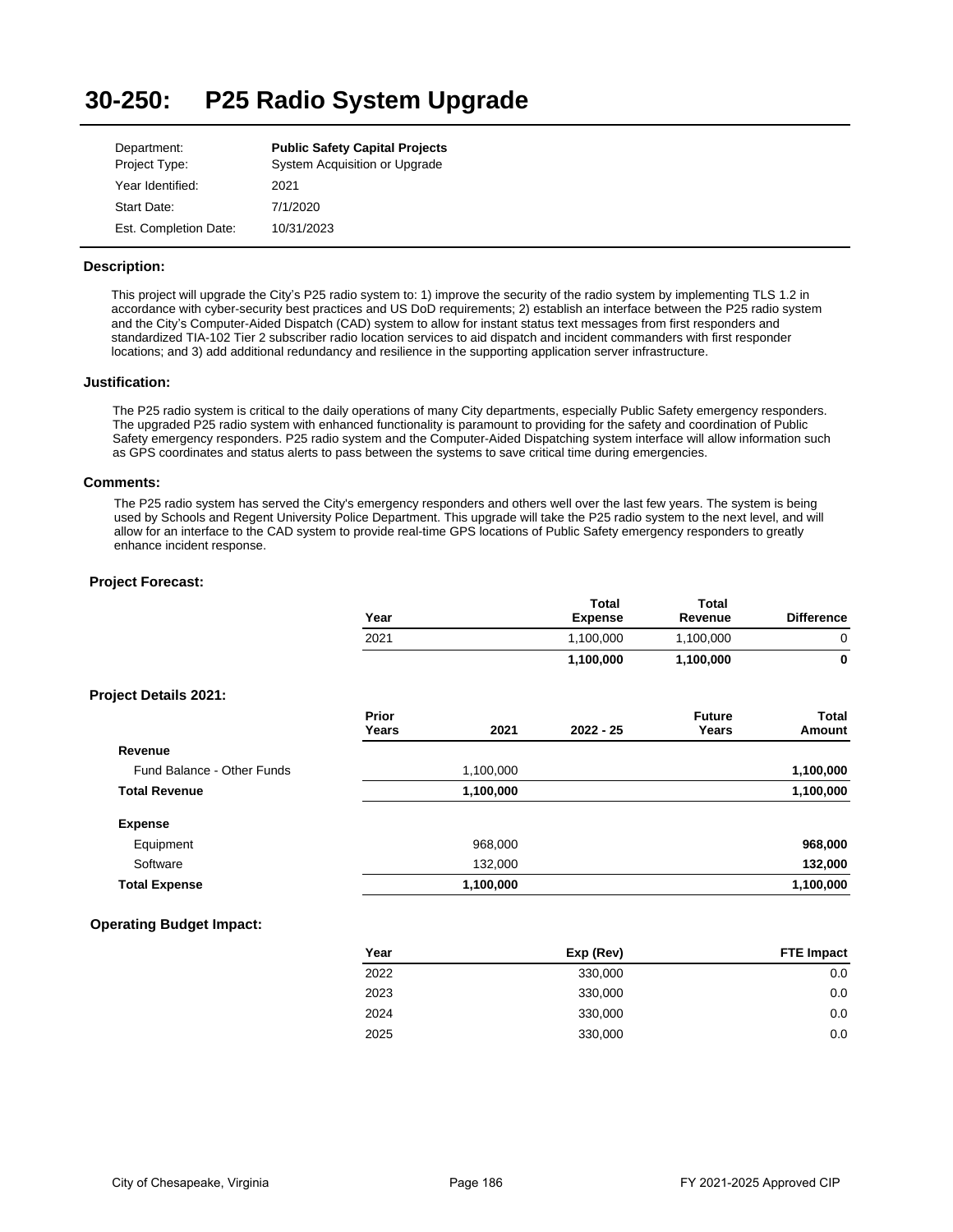# 30-250: P25 Radio System Upgrade

| | |
|---|---|
| Department: | **Public Safety Capital Projects** |
| Project Type: | System Acquisition or Upgrade |
| Year Identified: | 2021 |
| Start Date: | 7/1/2020 |
| Est. Completion Date: | 10/31/2023 |

### Description:

This project will upgrade the City's P25 radio system to: 1) improve the security of the radio system by implementing TLS 1.2 in accordance with cyber-security best practices and US DoD requirements; 2) establish an interface between the P25 radio system and the City's Computer-Aided Dispatch (CAD) system to allow for instant status text messages from first responders and standardized TIA-102 Tier 2 subscriber radio location services to aid dispatch and incident commanders with first responder locations; and 3) add additional redundancy and resilience in the supporting application server infrastructure.

### Justification:

The P25 radio system is critical to the daily operations of many City departments, especially Public Safety emergency responders. The upgraded P25 radio system with enhanced functionality is paramount to providing for the safety and coordination of Public Safety emergency responders. P25 radio system and the Computer-Aided Dispatching system interface will allow information such as GPS coordinates and status alerts to pass between the systems to save critical time during emergencies.

### Comments:

The P25 radio system has served the City's emergency responders and others well over the last few years. The system is being used by Schools and Regent University Police Department. This upgrade will take the P25 radio system to the next level, and will allow for an interface to the CAD system to provide real-time GPS locations of Public Safety emergency responders to greatly enhance incident response.

### Project Forecast:

| Year | Total Expense | Total Revenue | Difference |
|---|---|---|---|
| 2021 | 1,100,000 | 1,100,000 | 0 |
| | **1,100,000** | **1,100,000** | **0** |

### Project Details 2021:

| | Prior Years | 2021 | 2022 - 25 | Future Years | Total Amount |
|---|---|---|---|---|---|
| **Revenue** | | | | | |
| Fund Balance - Other Funds | | 1,100,000 | | | **1,100,000** |
| **Total Revenue** | | **1,100,000** | | | **1,100,000** |
| **Expense** | | | | | |
| Equipment | | 968,000 | | | **968,000** |
| Software | | 132,000 | | | **132,000** |
| **Total Expense** | | **1,100,000** | | | **1,100,000** |

### Operating Budget Impact:

| Year | Exp (Rev) | FTE Impact |
|---|---|---|
| 2022 | 330,000 | 0.0 |
| 2023 | 330,000 | 0.0 |
| 2024 | 330,000 | 0.0 |
| 2025 | 330,000 | 0.0 |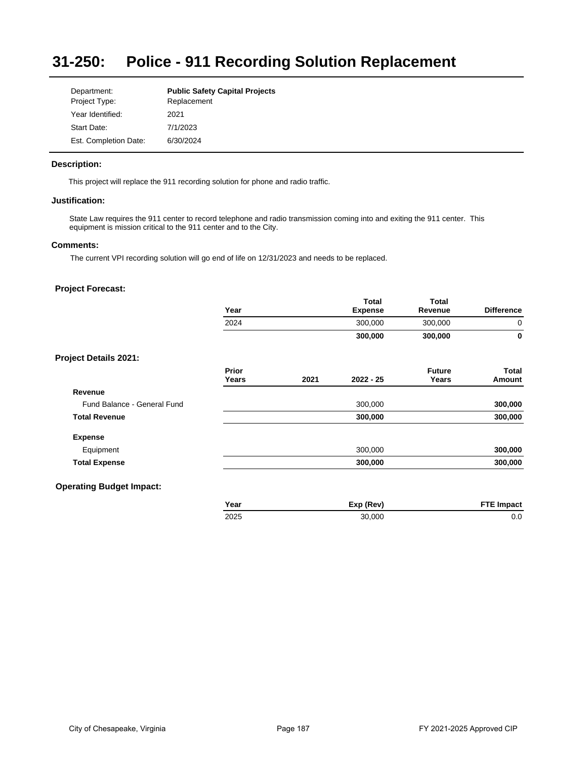# 31-250: Police - 911 Recording Solution Replacement

| | |
|---|---|
| Department: | **Public Safety Capital Projects** |
| Project Type: | Replacement |
| Year Identified: | 2021 |
| Start Date: | 7/1/2023 |
| Est. Completion Date: | 6/30/2024 |

### Description:

This project will replace the 911 recording solution for phone and radio traffic.

### Justification:

State Law requires the 911 center to record telephone and radio transmission coming into and exiting the 911 center. This equipment is mission critical to the 911 center and to the City.

### Comments:

The current VPI recording solution will go end of life on 12/31/2023 and needs to be replaced.

### Project Forecast:

| Year | Total Expense | Total Revenue | Difference |
|---|---|---|---|
| 2024 | 300,000 | 300,000 | 0 |
| | **300,000** | **300,000** | **0** |

### Project Details 2021:

| | Prior Years | 2021 | 2022 - 25 | Future Years | Total Amount |
|---|---|---|---|---|---|
| **Revenue** | | | | | |
| Fund Balance - General Fund | | | 300,000 | | **300,000** |
| **Total Revenue** | | | **300,000** | | **300,000** |
| **Expense** | | | | | |
| Equipment | | | 300,000 | | **300,000** |
| **Total Expense** | | | **300,000** | | **300,000** |

### Operating Budget Impact:

| Year | Exp (Rev) | FTE Impact |
|---|---|---|
| 2025 | 30,000 | 0.0 |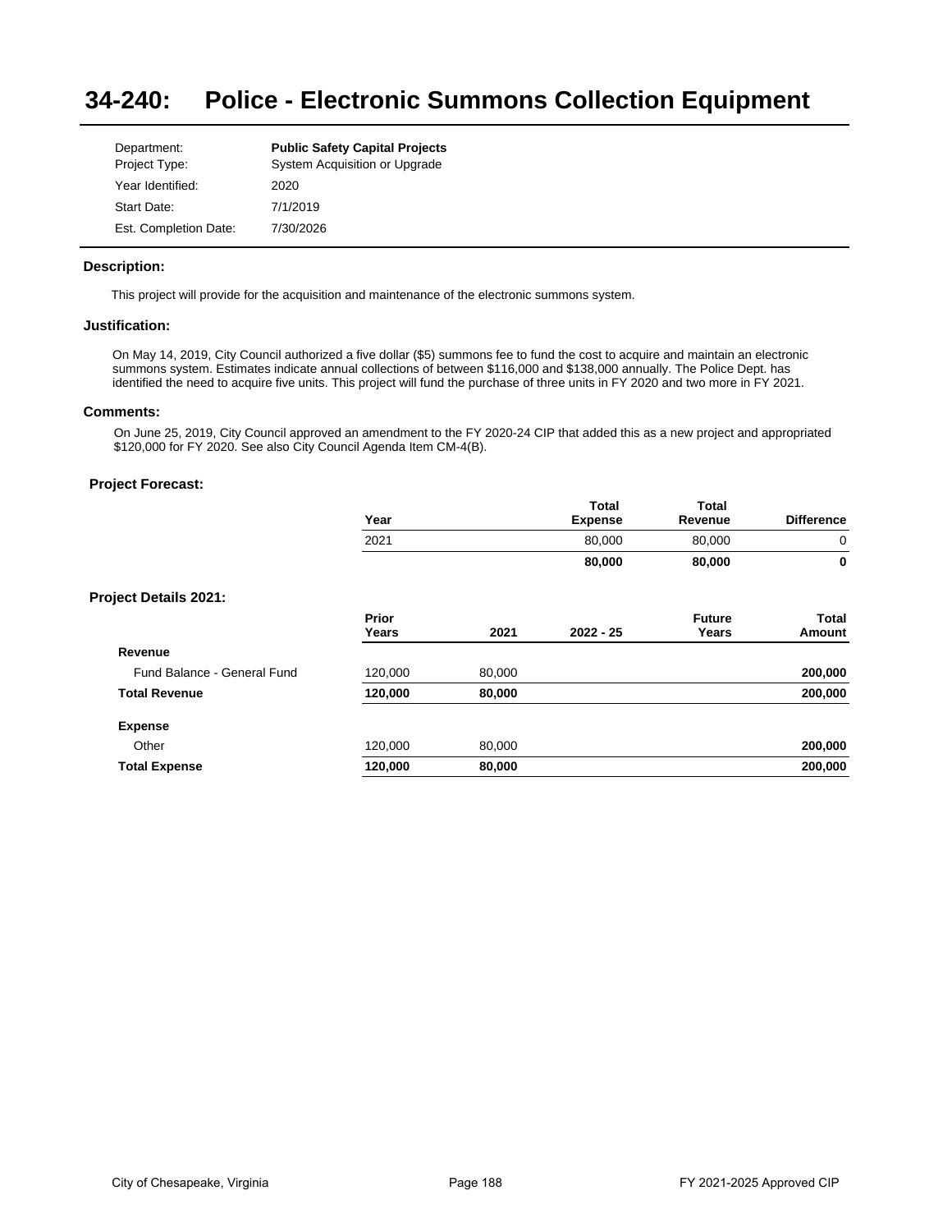# 34-240: Police - Electronic Summons Collection Equipment

| | |
|---|---|
| Department: | **Public Safety Capital Projects** |
| Project Type: | System Acquisition or Upgrade |
| Year Identified: | 2020 |
| Start Date: | 7/1/2019 |
| Est. Completion Date: | 7/30/2026 |

### Description:

This project will provide for the acquisition and maintenance of the electronic summons system.

### Justification:

On May 14, 2019, City Council authorized a five dollar ($5) summons fee to fund the cost to acquire and maintain an electronic summons system. Estimates indicate annual collections of between $116,000 and $138,000 annually. The Police Dept. has identified the need to acquire five units. This project will fund the purchase of three units in FY 2020 and two more in FY 2021.

### Comments:

On June 25, 2019, City Council approved an amendment to the FY 2020-24 CIP that added this as a new project and appropriated $120,000 for FY 2020. See also City Council Agenda Item CM-4(B).

### Project Forecast:

| Year | Total Expense | Total Revenue | Difference |
|---|---|---|---|
| 2021 | 80,000 | 80,000 | 0 |
| | **80,000** | **80,000** | **0** |

### Project Details 2021:

| | Prior Years | 2021 | 2022 - 25 | Future Years | Total Amount |
|---|---|---|---|---|---|
| **Revenue** | | | | | |
| Fund Balance - General Fund | 120,000 | 80,000 | | | **200,000** |
| **Total Revenue** | **120,000** | **80,000** | | | **200,000** |
| **Expense** | | | | | |
| Other | 120,000 | 80,000 | | | **200,000** |
| **Total Expense** | **120,000** | **80,000** | | | **200,000** |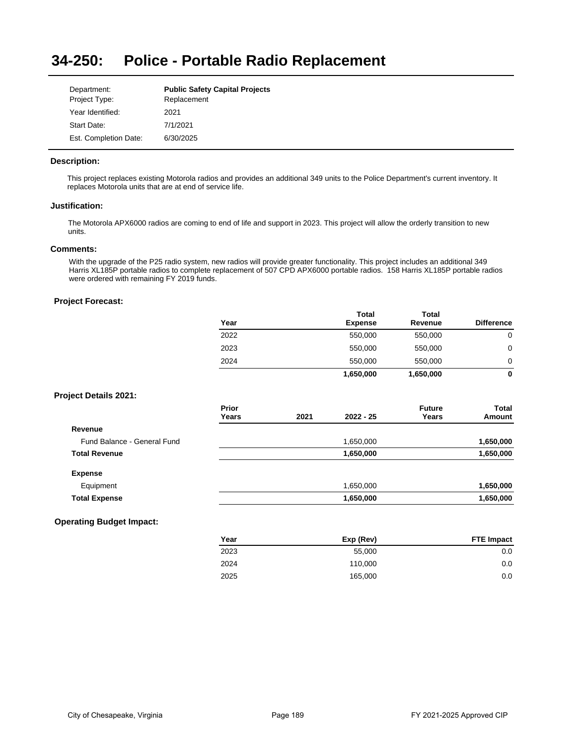# 34-250: Police - Portable Radio Replacement

| | |
|---|---|
| Department: | **Public Safety Capital Projects** |
| Project Type: | Replacement |
| Year Identified: | 2021 |
| Start Date: | 7/1/2021 |
| Est. Completion Date: | 6/30/2025 |

### Description:

This project replaces existing Motorola radios and provides an additional 349 units to the Police Department's current inventory. It replaces Motorola units that are at end of service life.

### Justification:

The Motorola APX6000 radios are coming to end of life and support in 2023. This project will allow the orderly transition to new units.

### Comments:

With the upgrade of the P25 radio system, new radios will provide greater functionality. This project includes an additional 349 Harris XL185P portable radios to complete replacement of 507 CPD APX6000 portable radios. 158 Harris XL185P portable radios were ordered with remaining FY 2019 funds.

### Project Forecast:

| Year | Total Expense | Total Revenue | Difference |
|---|---|---|---|
| 2022 | 550,000 | 550,000 | 0 |
| 2023 | 550,000 | 550,000 | 0 |
| 2024 | 550,000 | 550,000 | 0 |
| | **1,650,000** | **1,650,000** | **0** |

### Project Details 2021:

| | Prior Years | 2021 | 2022 - 25 | Future Years | Total Amount |
|---|---|---|---|---|---|
| **Revenue** | | | | | |
| Fund Balance - General Fund | | | 1,650,000 | | **1,650,000** |
| **Total Revenue** | | | **1,650,000** | | **1,650,000** |
| **Expense** | | | | | |
| Equipment | | | 1,650,000 | | **1,650,000** |
| **Total Expense** | | | **1,650,000** | | **1,650,000** |

### Operating Budget Impact:

| Year | Exp (Rev) | FTE Impact |
|---|---|---|
| 2023 | 55,000 | 0.0 |
| 2024 | 110,000 | 0.0 |
| 2025 | 165,000 | 0.0 |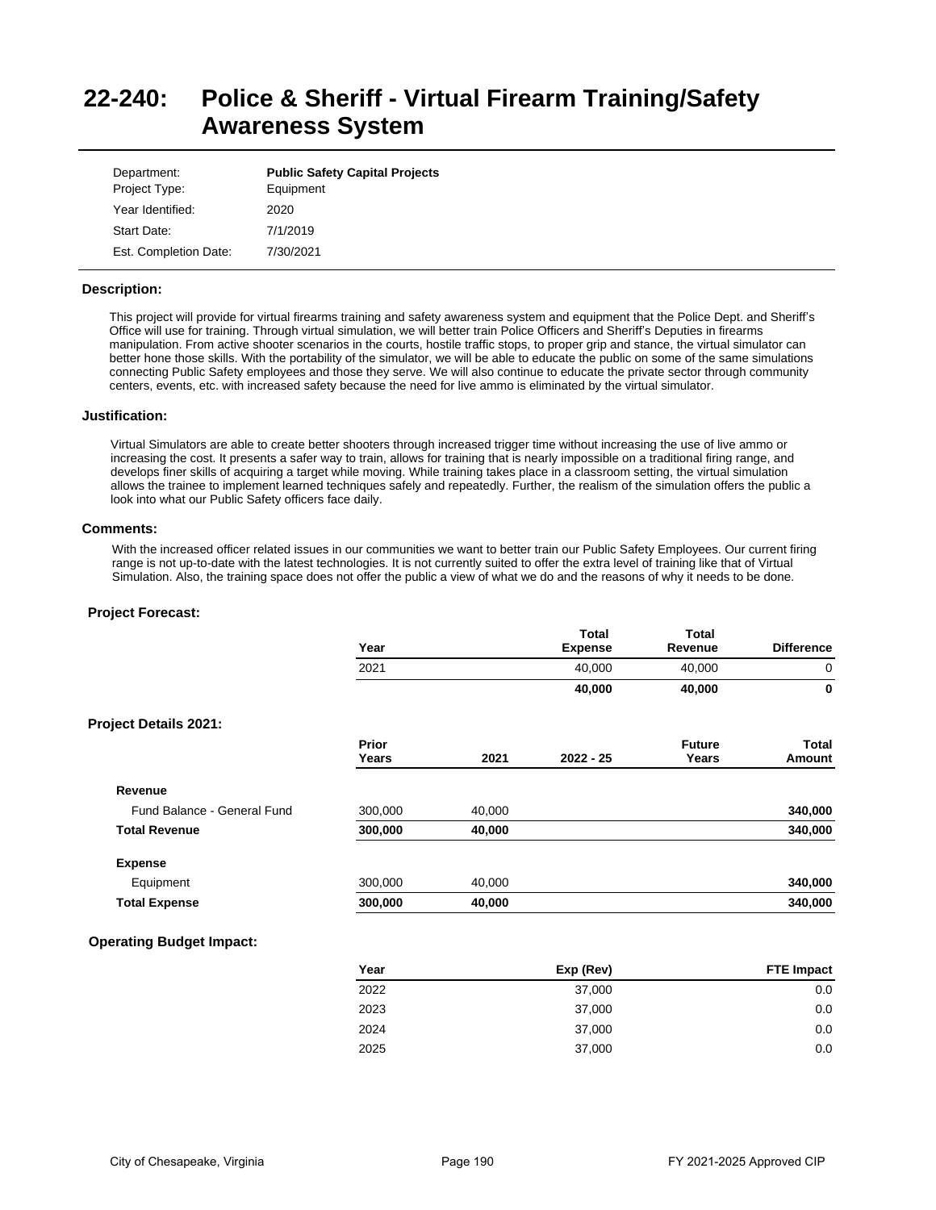# 22-240: Police & Sheriff - Virtual Firearm Training/Safety Awareness System

| | |
|---|---|
| Department: | **Public Safety Capital Projects** |
| Project Type: | Equipment |
| Year Identified: | 2020 |
| Start Date: | 7/1/2019 |
| Est. Completion Date: | 7/30/2021 |

### Description:

This project will provide for virtual firearms training and safety awareness system and equipment that the Police Dept. and Sheriff's Office will use for training. Through virtual simulation, we will better train Police Officers and Sheriff's Deputies in firearms manipulation. From active shooter scenarios in the courts, hostile traffic stops, to proper grip and stance, the virtual simulator can better hone those skills. With the portability of the simulator, we will be able to educate the public on some of the same simulations connecting Public Safety employees and those they serve. We will also continue to educate the private sector through community centers, events, etc. with increased safety because the need for live ammo is eliminated by the virtual simulator.

### Justification:

Virtual Simulators are able to create better shooters through increased trigger time without increasing the use of live ammo or increasing the cost. It presents a safer way to train, allows for training that is nearly impossible on a traditional firing range, and develops finer skills of acquiring a target while moving. While training takes place in a classroom setting, the virtual simulation allows the trainee to implement learned techniques safely and repeatedly. Further, the realism of the simulation offers the public a look into what our Public Safety officers face daily.

### Comments:

With the increased officer related issues in our communities we want to better train our Public Safety Employees. Our current firing range is not up-to-date with the latest technologies. It is not currently suited to offer the extra level of training like that of Virtual Simulation. Also, the training space does not offer the public a view of what we do and the reasons of why it needs to be done.

### Project Forecast:

| Year | Total Expense | Total Revenue | Difference |
|---|---|---|---|
| 2021 | 40,000 | 40,000 | 0 |
| | **40,000** | **40,000** | **0** |

### Project Details 2021:

| | Prior Years | 2021 | 2022 - 25 | Future Years | Total Amount |
|---|---|---|---|---|---|
| **Revenue** | | | | | |
| Fund Balance - General Fund | 300,000 | 40,000 | | | **340,000** |
| **Total Revenue** | **300,000** | **40,000** | | | **340,000** |
| **Expense** | | | | | |
| Equipment | 300,000 | 40,000 | | | **340,000** |
| **Total Expense** | **300,000** | **40,000** | | | **340,000** |

### Operating Budget Impact:

| Year | Exp (Rev) | FTE Impact |
|---|---|---|
| 2022 | 37,000 | 0.0 |
| 2023 | 37,000 | 0.0 |
| 2024 | 37,000 | 0.0 |
| 2025 | 37,000 | 0.0 |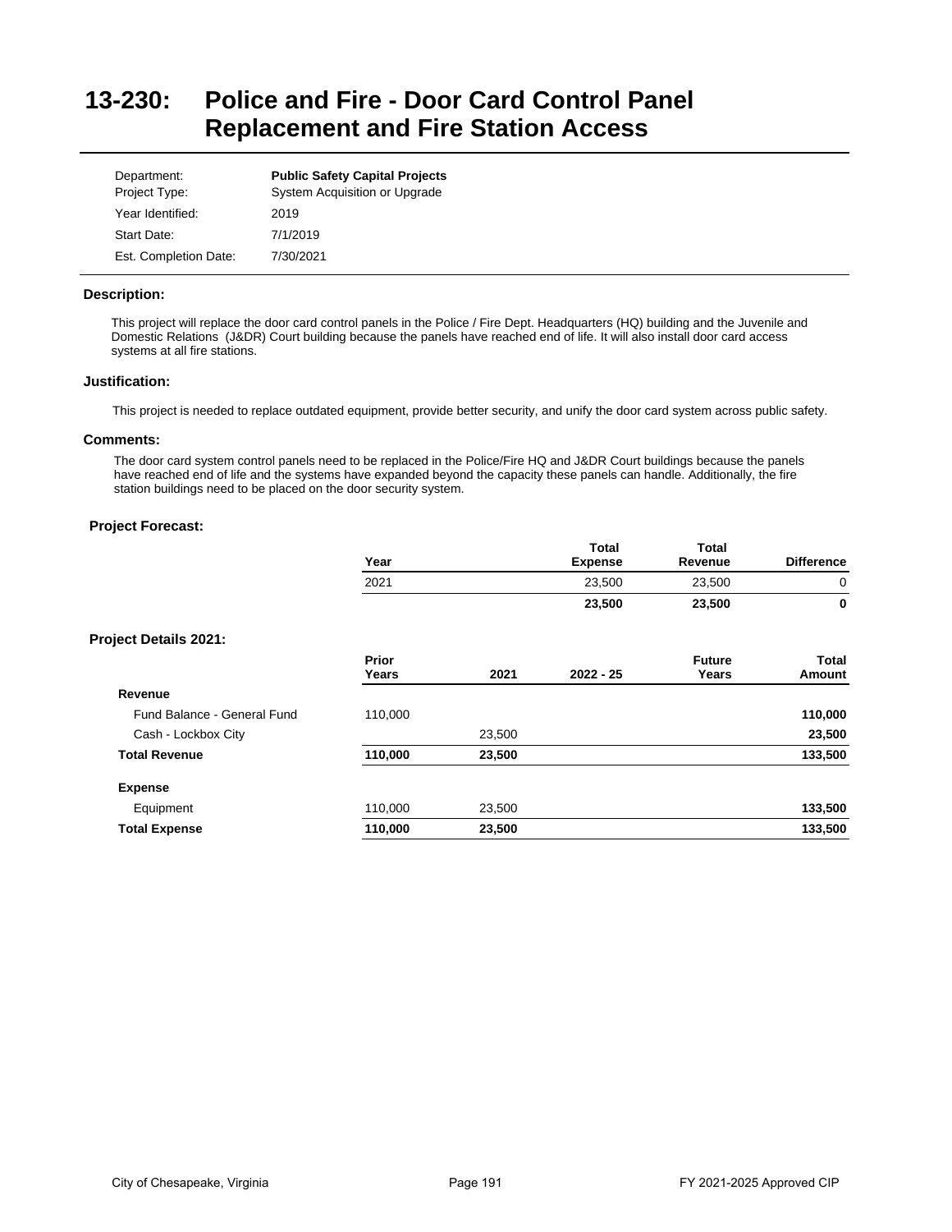# 13-230: Police and Fire - Door Card Control Panel Replacement and Fire Station Access

| | |
|---|---|
| Department: | **Public Safety Capital Projects** |
| Project Type: | System Acquisition or Upgrade |
| Year Identified: | 2019 |
| Start Date: | 7/1/2019 |
| Est. Completion Date: | 7/30/2021 |

### Description:

This project will replace the door card control panels in the Police / Fire Dept. Headquarters (HQ) building and the Juvenile and Domestic Relations (J&DR) Court building because the panels have reached end of life. It will also install door card access systems at all fire stations.

### Justification:

This project is needed to replace outdated equipment, provide better security, and unify the door card system across public safety.

### Comments:

The door card system control panels need to be replaced in the Police/Fire HQ and J&DR Court buildings because the panels have reached end of life and the systems have expanded beyond the capacity these panels can handle. Additionally, the fire station buildings need to be placed on the door security system.

### Project Forecast:

| Year | Total Expense | Total Revenue | Difference |
|---|---|---|---|
| 2021 | 23,500 | 23,500 | 0 |
| | **23,500** | **23,500** | **0** |

### Project Details 2021:

| | Prior Years | 2021 | 2022 - 25 | Future Years | Total Amount |
|---|---|---|---|---|---|
| **Revenue** | | | | | |
| Fund Balance - General Fund | 110,000 | | | | **110,000** |
| Cash - Lockbox City | | 23,500 | | | **23,500** |
| **Total Revenue** | **110,000** | **23,500** | | | **133,500** |
| **Expense** | | | | | |
| Equipment | 110,000 | 23,500 | | | **133,500** |
| **Total Expense** | **110,000** | **23,500** | | | **133,500** |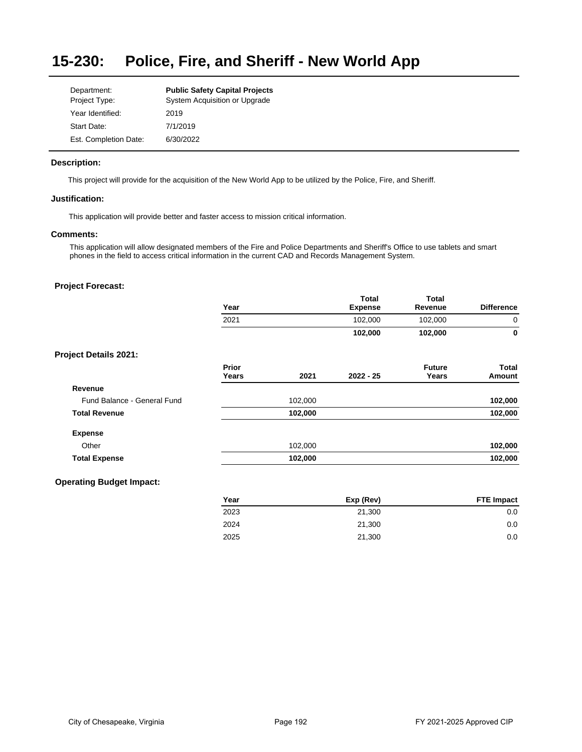# 15-230: Police, Fire, and Sheriff - New World App

| | |
|---|---|
| Department: | **Public Safety Capital Projects** |
| Project Type: | System Acquisition or Upgrade |
| Year Identified: | 2019 |
| Start Date: | 7/1/2019 |
| Est. Completion Date: | 6/30/2022 |

### Description:

This project will provide for the acquisition of the New World App to be utilized by the Police, Fire, and Sheriff.

### Justification:

This application will provide better and faster access to mission critical information.

### Comments:

This application will allow designated members of the Fire and Police Departments and Sheriff's Office to use tablets and smart phones in the field to access critical information in the current CAD and Records Management System.

### Project Forecast:

| Year | Total Expense | Total Revenue | Difference |
|---|---|---|---|
| 2021 | 102,000 | 102,000 | 0 |
| | **102,000** | **102,000** | **0** |

### Project Details 2021:

| | Prior Years | 2021 | 2022 - 25 | Future Years | Total Amount |
|---|---|---|---|---|---|
| **Revenue** | | | | | |
| Fund Balance - General Fund | | 102,000 | | | **102,000** |
| **Total Revenue** | | **102,000** | | | **102,000** |
| **Expense** | | | | | |
| Other | | 102,000 | | | **102,000** |
| **Total Expense** | | **102,000** | | | **102,000** |

### Operating Budget Impact:

| Year | Exp (Rev) | FTE Impact |
|---|---|---|
| 2023 | 21,300 | 0.0 |
| 2024 | 21,300 | 0.0 |
| 2025 | 21,300 | 0.0 |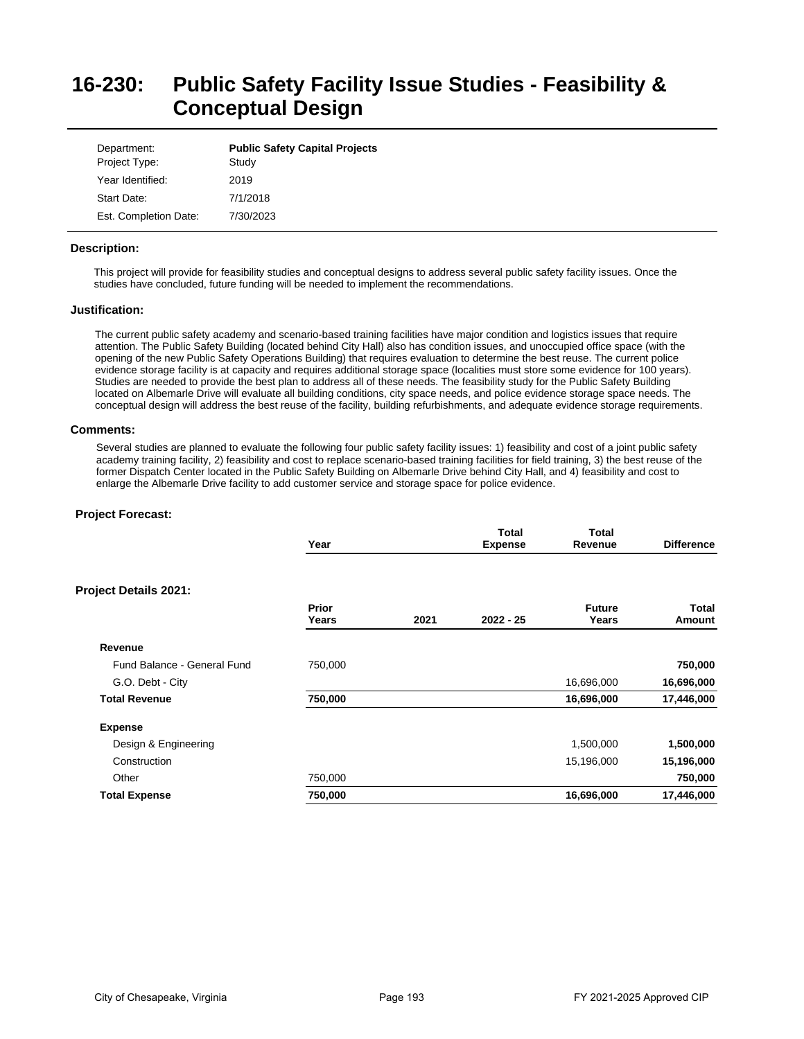# 16-230: Public Safety Facility Issue Studies - Feasibility & Conceptual Design

| | |
|---|---|
| Department: | **Public Safety Capital Projects** |
| Project Type: | Study |
| Year Identified: | 2019 |
| Start Date: | 7/1/2018 |
| Est. Completion Date: | 7/30/2023 |

### Description:

This project will provide for feasibility studies and conceptual designs to address several public safety facility issues. Once the studies have concluded, future funding will be needed to implement the recommendations.

### Justification:

The current public safety academy and scenario-based training facilities have major condition and logistics issues that require attention. The Public Safety Building (located behind City Hall) also has condition issues, and unoccupied office space (with the opening of the new Public Safety Operations Building) that requires evaluation to determine the best reuse. The current police evidence storage facility is at capacity and requires additional storage space (localities must store some evidence for 100 years). Studies are needed to provide the best plan to address all of these needs. The feasibility study for the Public Safety Building located on Albemarle Drive will evaluate all building conditions, city space needs, and police evidence storage space needs. The conceptual design will address the best reuse of the facility, building refurbishments, and adequate evidence storage requirements.

### Comments:

Several studies are planned to evaluate the following four public safety facility issues: 1) feasibility and cost of a joint public safety academy training facility, 2) feasibility and cost to replace scenario-based training facilities for field training, 3) the best reuse of the former Dispatch Center located in the Public Safety Building on Albemarle Drive behind City Hall, and 4) feasibility and cost to enlarge the Albemarle Drive facility to add customer service and storage space for police evidence.

### Project Forecast:

| Year | Total Expense | Total Revenue | Difference |
|---|---|---|---|

### Project Details 2021:

| | Prior Years | 2021 | 2022 - 25 | Future Years | Total Amount |
|---|---|---|---|---|---|
| **Revenue** | | | | | |
| Fund Balance - General Fund | 750,000 | | | | **750,000** |
| G.O. Debt - City | | | | 16,696,000 | **16,696,000** |
| **Total Revenue** | **750,000** | | | **16,696,000** | **17,446,000** |
| **Expense** | | | | | |
| Design & Engineering | | | | 1,500,000 | **1,500,000** |
| Construction | | | | 15,196,000 | **15,196,000** |
| Other | 750,000 | | | | **750,000** |
| **Total Expense** | **750,000** | | | **16,696,000** | **17,446,000** |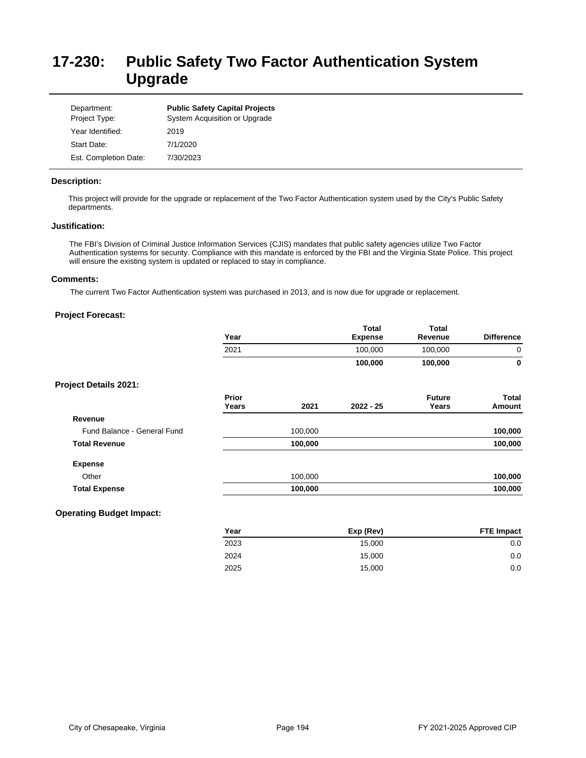# 17-230: Public Safety Two Factor Authentication System Upgrade

| | |
|---|---|
| Department: | **Public Safety Capital Projects** |
| Project Type: | System Acquisition or Upgrade |
| Year Identified: | 2019 |
| Start Date: | 7/1/2020 |
| Est. Completion Date: | 7/30/2023 |

### Description:

This project will provide for the upgrade or replacement of the Two Factor Authentication system used by the City's Public Safety departments.

### Justification:

The FBI's Division of Criminal Justice Information Services (CJIS) mandates that public safety agencies utilize Two Factor Authentication systems for security. Compliance with this mandate is enforced by the FBI and the Virginia State Police. This project will ensure the existing system is updated or replaced to stay in compliance.

### Comments:

The current Two Factor Authentication system was purchased in 2013, and is now due for upgrade or replacement.

### Project Forecast:

| Year | Total Expense | Total Revenue | Difference |
|---|---|---|---|
| 2021 | 100,000 | 100,000 | 0 |
| | **100,000** | **100,000** | **0** |

### Project Details 2021:

| | Prior Years | 2021 | 2022 - 25 | Future Years | Total Amount |
|---|---|---|---|---|---|
| **Revenue** | | | | | |
| Fund Balance - General Fund | | 100,000 | | | **100,000** |
| **Total Revenue** | | **100,000** | | | **100,000** |
| **Expense** | | | | | |
| Other | | 100,000 | | | **100,000** |
| **Total Expense** | | **100,000** | | | **100,000** |

### Operating Budget Impact:

| Year | Exp (Rev) | FTE Impact |
|---|---|---|
| 2023 | 15,000 | 0.0 |
| 2024 | 15,000 | 0.0 |
| 2025 | 15,000 | 0.0 |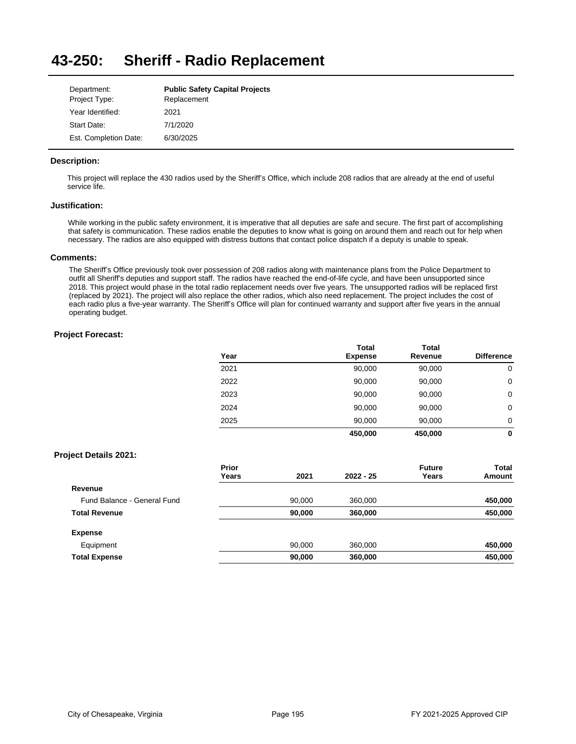# 43-250: Sheriff - Radio Replacement

| | |
|---|---|
| Department: | **Public Safety Capital Projects** |
| Project Type: | Replacement |
| Year Identified: | 2021 |
| Start Date: | 7/1/2020 |
| Est. Completion Date: | 6/30/2025 |

### Description:

This project will replace the 430 radios used by the Sheriff's Office, which include 208 radios that are already at the end of useful service life.

### Justification:

While working in the public safety environment, it is imperative that all deputies are safe and secure. The first part of accomplishing that safety is communication. These radios enable the deputies to know what is going on around them and reach out for help when necessary. The radios are also equipped with distress buttons that contact police dispatch if a deputy is unable to speak.

### Comments:

The Sheriff's Office previously took over possession of 208 radios along with maintenance plans from the Police Department to outfit all Sheriff's deputies and support staff. The radios have reached the end-of-life cycle, and have been unsupported since 2018. This project would phase in the total radio replacement needs over five years. The unsupported radios will be replaced first (replaced by 2021). The project will also replace the other radios, which also need replacement. The project includes the cost of each radio plus a five-year warranty. The Sheriff's Office will plan for continued warranty and support after five years in the annual operating budget.

### Project Forecast:

| Year | Total Expense | Total Revenue | Difference |
|---|---|---|---|
| 2021 | 90,000 | 90,000 | 0 |
| 2022 | 90,000 | 90,000 | 0 |
| 2023 | 90,000 | 90,000 | 0 |
| 2024 | 90,000 | 90,000 | 0 |
| 2025 | 90,000 | 90,000 | 0 |
| | **450,000** | **450,000** | **0** |

### Project Details 2021:

| | Prior Years | 2021 | 2022 - 25 | Future Years | Total Amount |
|---|---|---|---|---|---|
| **Revenue** | | | | | |
| Fund Balance - General Fund | | 90,000 | 360,000 | | **450,000** |
| **Total Revenue** | | **90,000** | **360,000** | | **450,000** |
| **Expense** | | | | | |
| Equipment | | 90,000 | 360,000 | | **450,000** |
| **Total Expense** | | **90,000** | **360,000** | | **450,000** |